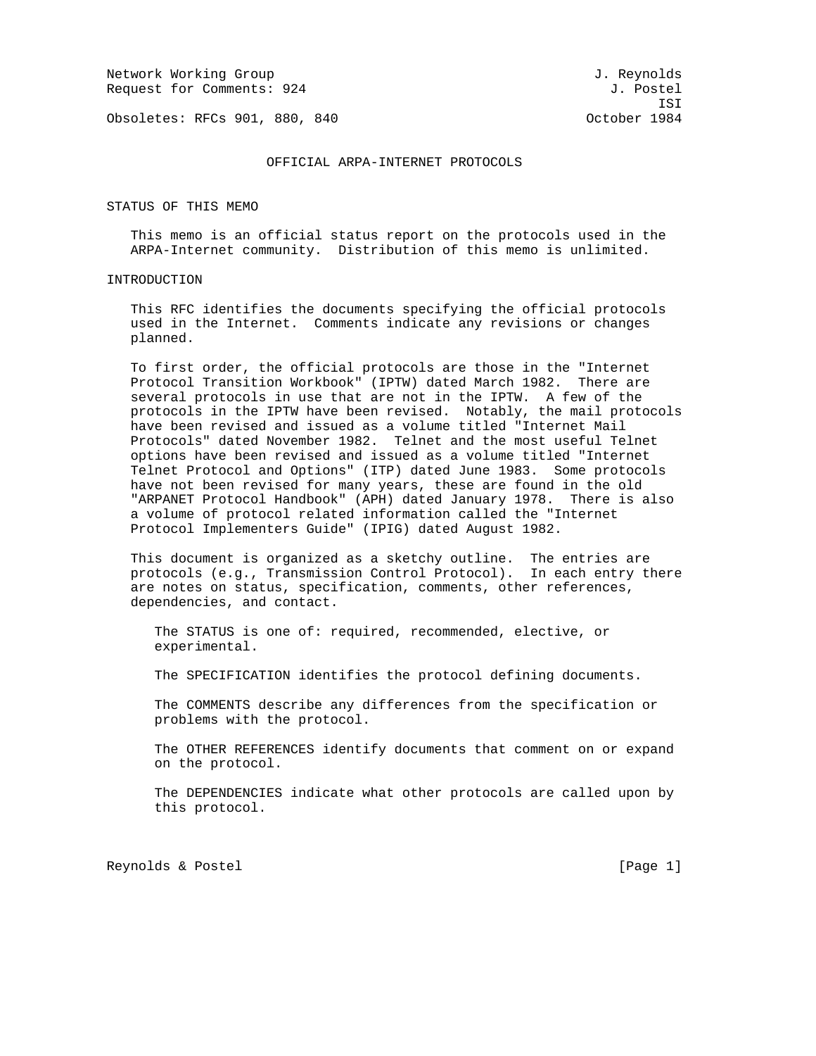Network Working Group J. Reynolds
Request for Comments: 924 J. Postel
ISI
Obsoletes: RFCs 901, 880, 840 October 1984

# OFFICIAL ARPA-INTERNET PROTOCOLS

## STATUS OF THIS MEMO

This memo is an official status report on the protocols used in the ARPA-Internet community. Distribution of this memo is unlimited.

## INTRODUCTION

This RFC identifies the documents specifying the official protocols used in the Internet. Comments indicate any revisions or changes planned.

To first order, the official protocols are those in the "Internet Protocol Transition Workbook" (IPTW) dated March 1982. There are several protocols in use that are not in the IPTW. A few of the protocols in the IPTW have been revised. Notably, the mail protocols have been revised and issued as a volume titled "Internet Mail Protocols" dated November 1982. Telnet and the most useful Telnet options have been revised and issued as a volume titled "Internet Telnet Protocol and Options" (ITP) dated June 1983. Some protocols have not been revised for many years, these are found in the old "ARPANET Protocol Handbook" (APH) dated January 1978. There is also a volume of protocol related information called the "Internet Protocol Implementers Guide" (IPIG) dated August 1982.

This document is organized as a sketchy outline. The entries are protocols (e.g., Transmission Control Protocol). In each entry there are notes on status, specification, comments, other references, dependencies, and contact.

The STATUS is one of: required, recommended, elective, or experimental.

The SPECIFICATION identifies the protocol defining documents.

The COMMENTS describe any differences from the specification or problems with the protocol.

The OTHER REFERENCES identify documents that comment on or expand on the protocol.

The DEPENDENCIES indicate what other protocols are called upon by this protocol.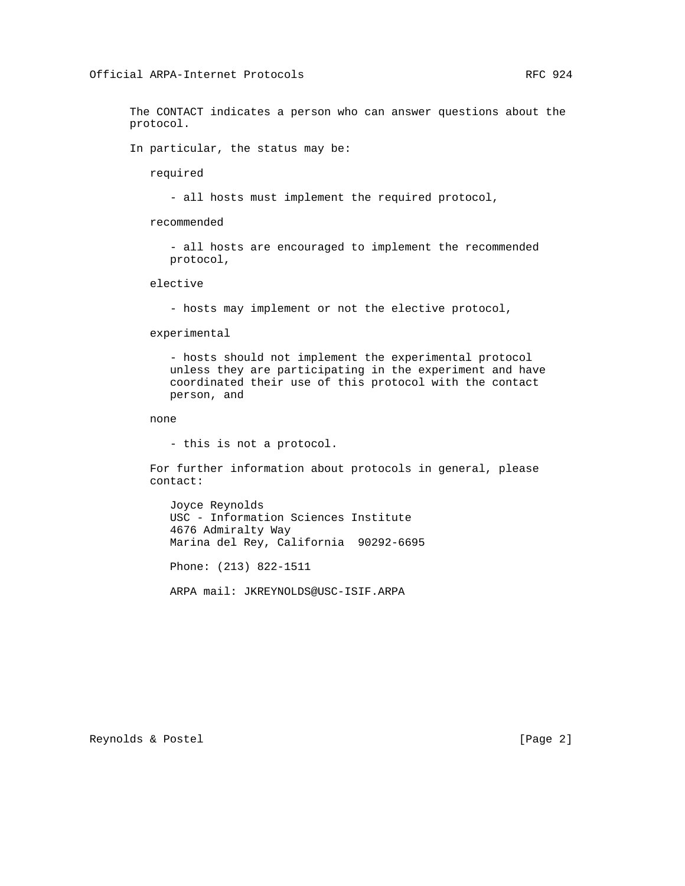The CONTACT indicates a person who can answer questions about the protocol.

In particular, the status may be:

required

- all hosts must implement the required protocol,

recommended

- all hosts are encouraged to implement the recommended protocol,

elective

- hosts may implement or not the elective protocol,

experimental

- hosts should not implement the experimental protocol unless they are participating in the experiment and have coordinated their use of this protocol with the contact person, and

none

- this is not a protocol.

For further information about protocols in general, please contact:

Joyce Reynolds  
USC - Information Sciences Institute  
4676 Admiralty Way  
Marina del Rey, California  90292-6695

Phone: (213) 822-1511

ARPA mail: JKREYNOLDS@USC-ISIF.ARPA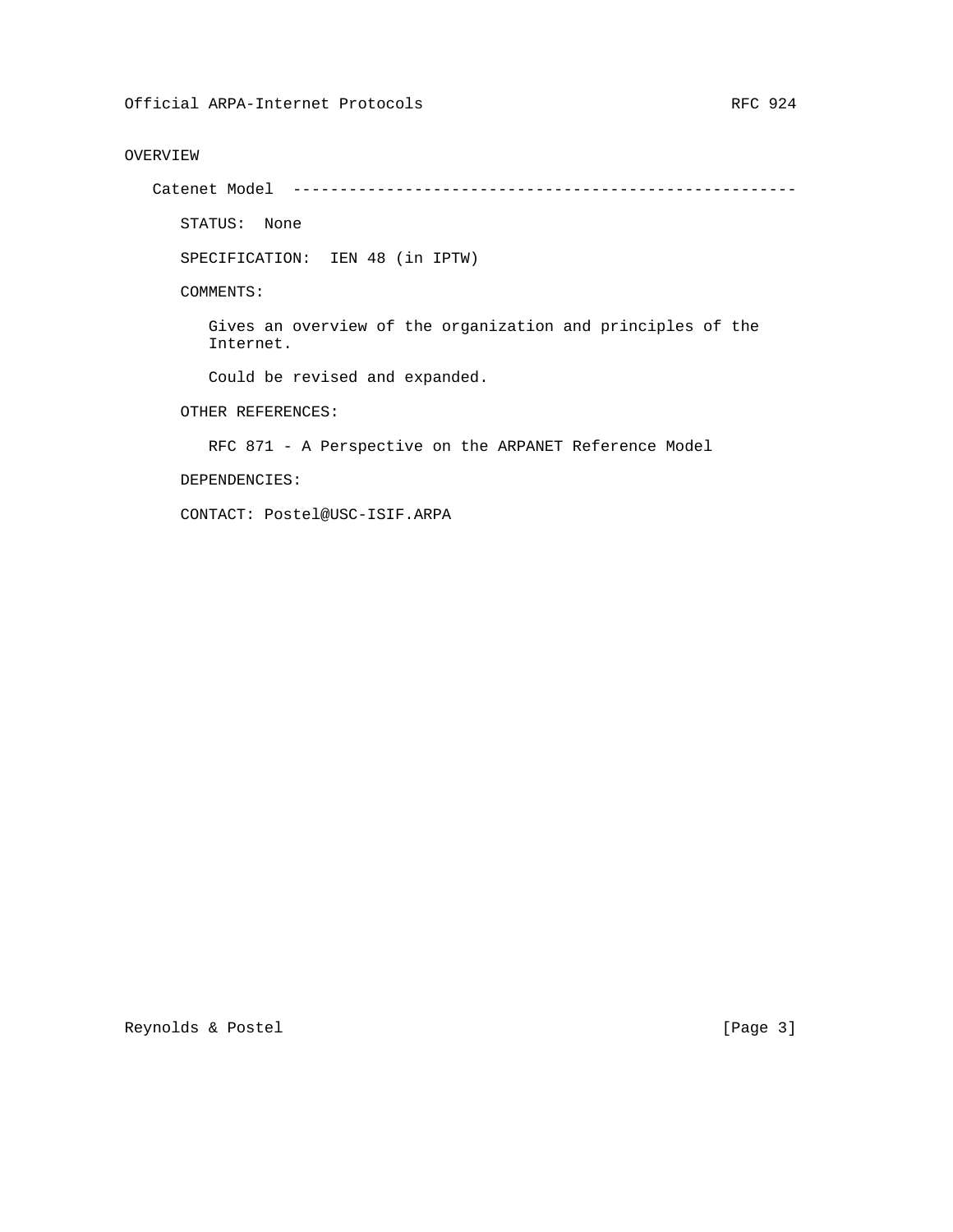## OVERVIEW

### Catenet Model

STATUS: None

SPECIFICATION: IEN 48 (in IPTW)

COMMENTS:

Gives an overview of the organization and principles of the Internet.

Could be revised and expanded.

OTHER REFERENCES:

RFC 871 - A Perspective on the ARPANET Reference Model

DEPENDENCIES:

CONTACT: Postel@USC-ISIF.ARPA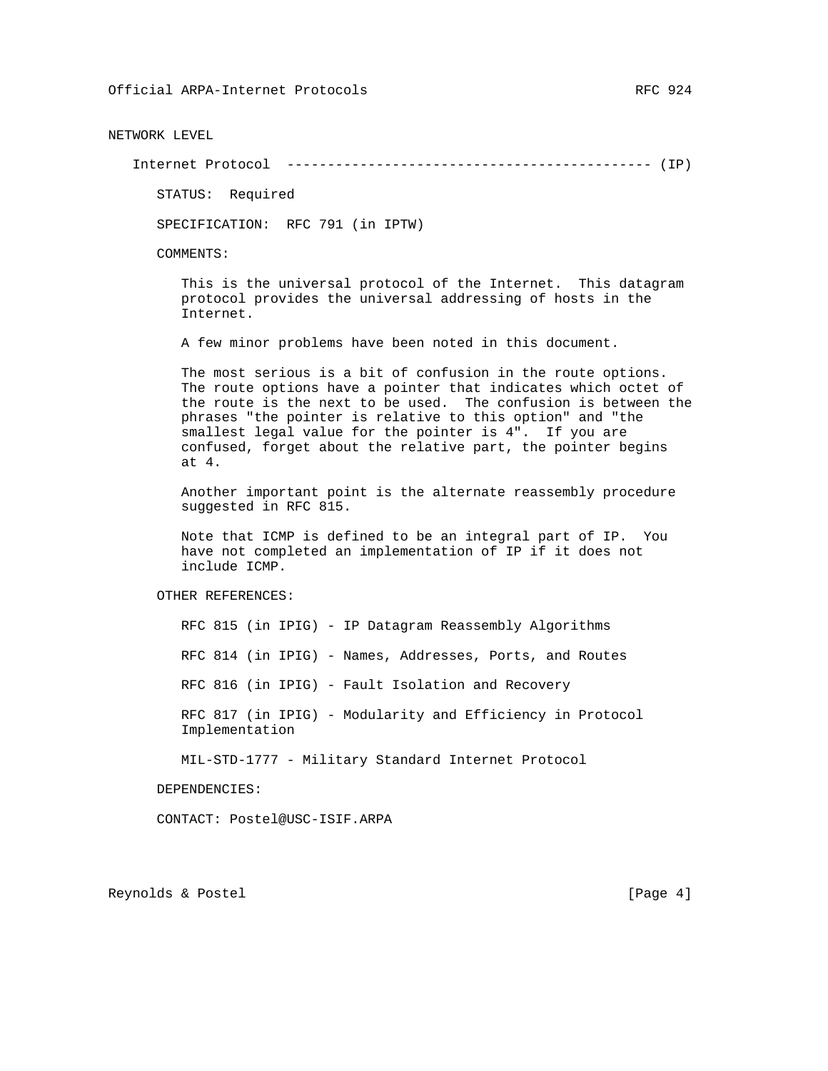## NETWORK LEVEL

### Internet Protocol -------------------------------------------- (IP)

STATUS: Required

SPECIFICATION: RFC 791 (in IPTW)

COMMENTS:

This is the universal protocol of the Internet. This datagram protocol provides the universal addressing of hosts in the Internet.

A few minor problems have been noted in this document.

The most serious is a bit of confusion in the route options. The route options have a pointer that indicates which octet of the route is the next to be used. The confusion is between the phrases "the pointer is relative to this option" and "the smallest legal value for the pointer is 4". If you are confused, forget about the relative part, the pointer begins at 4.

Another important point is the alternate reassembly procedure suggested in RFC 815.

Note that ICMP is defined to be an integral part of IP. You have not completed an implementation of IP if it does not include ICMP.

OTHER REFERENCES:

RFC 815 (in IPIG) - IP Datagram Reassembly Algorithms

RFC 814 (in IPIG) - Names, Addresses, Ports, and Routes

RFC 816 (in IPIG) - Fault Isolation and Recovery

RFC 817 (in IPIG) - Modularity and Efficiency in Protocol Implementation

MIL-STD-1777 - Military Standard Internet Protocol

DEPENDENCIES:

CONTACT: Postel@USC-ISIF.ARPA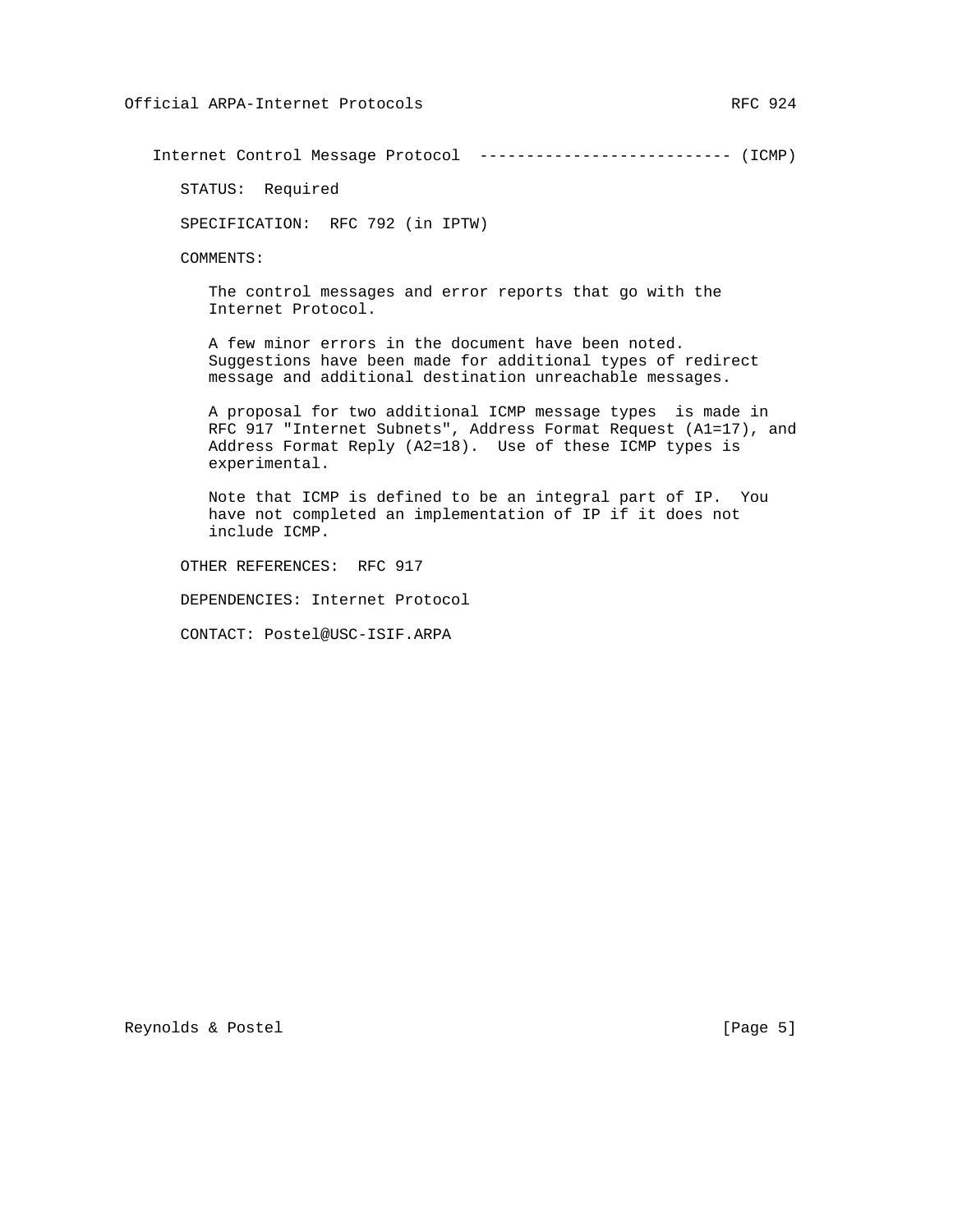Internet Control Message Protocol --------------------------- (ICMP)

STATUS: Required

SPECIFICATION: RFC 792 (in IPTW)

COMMENTS:

The control messages and error reports that go with the Internet Protocol.

A few minor errors in the document have been noted. Suggestions have been made for additional types of redirect message and additional destination unreachable messages.

A proposal for two additional ICMP message types is made in RFC 917 "Internet Subnets", Address Format Request (A1=17), and Address Format Reply (A2=18). Use of these ICMP types is experimental.

Note that ICMP is defined to be an integral part of IP. You have not completed an implementation of IP if it does not include ICMP.

OTHER REFERENCES: RFC 917

DEPENDENCIES: Internet Protocol

CONTACT: Postel@USC-ISIF.ARPA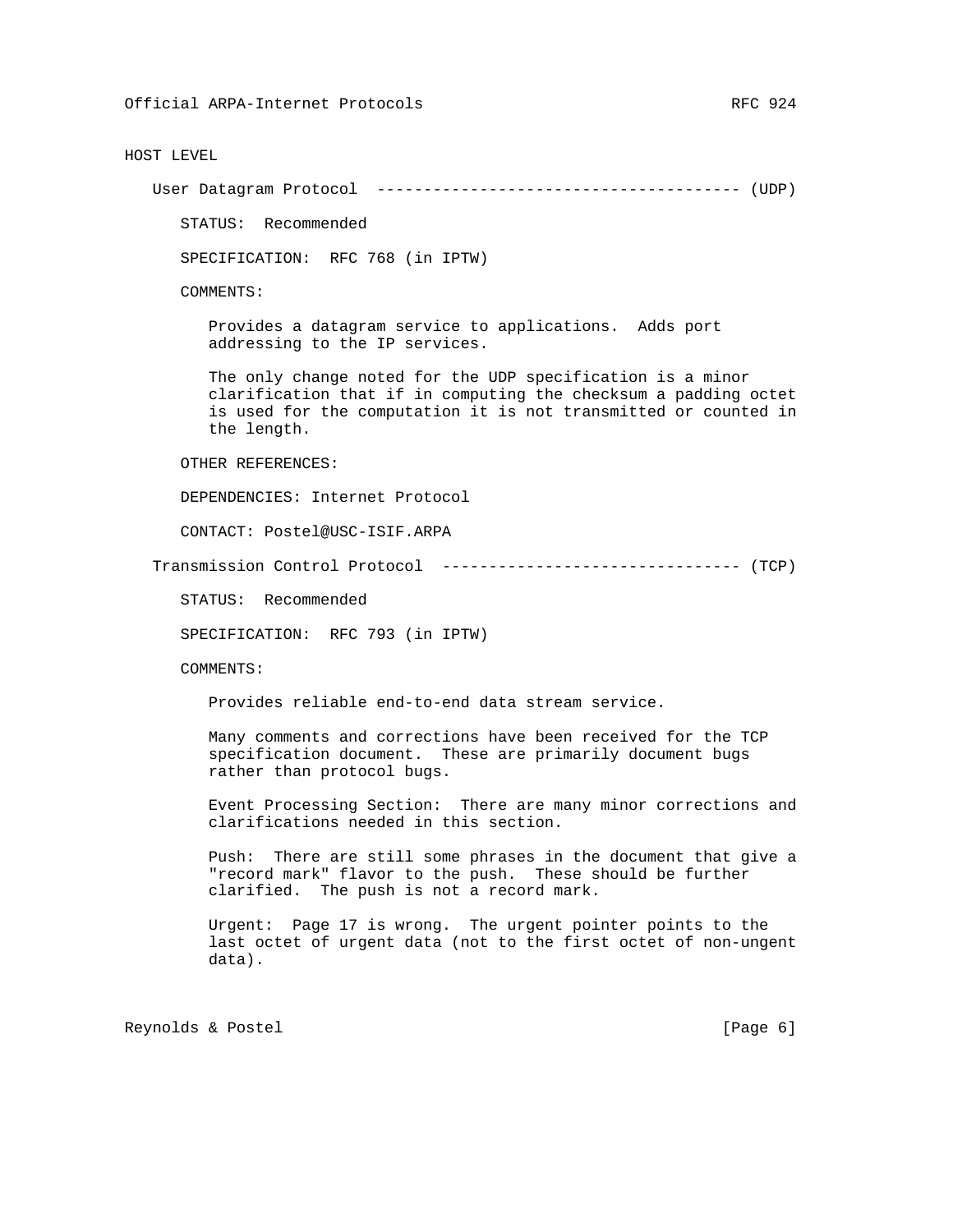## HOST LEVEL

### User Datagram Protocol -------------------------------------- (UDP)

STATUS: Recommended

SPECIFICATION: RFC 768 (in IPTW)

COMMENTS:

Provides a datagram service to applications. Adds port addressing to the IP services.

The only change noted for the UDP specification is a minor clarification that if in computing the checksum a padding octet is used for the computation it is not transmitted or counted in the length.

OTHER REFERENCES:

DEPENDENCIES: Internet Protocol

CONTACT: Postel@USC-ISIF.ARPA

### Transmission Control Protocol -------------------------------- (TCP)

STATUS: Recommended

SPECIFICATION: RFC 793 (in IPTW)

COMMENTS:

Provides reliable end-to-end data stream service.

Many comments and corrections have been received for the TCP specification document. These are primarily document bugs rather than protocol bugs.

Event Processing Section: There are many minor corrections and clarifications needed in this section.

Push: There are still some phrases in the document that give a "record mark" flavor to the push. These should be further clarified. The push is not a record mark.

Urgent: Page 17 is wrong. The urgent pointer points to the last octet of urgent data (not to the first octet of non-ungent data).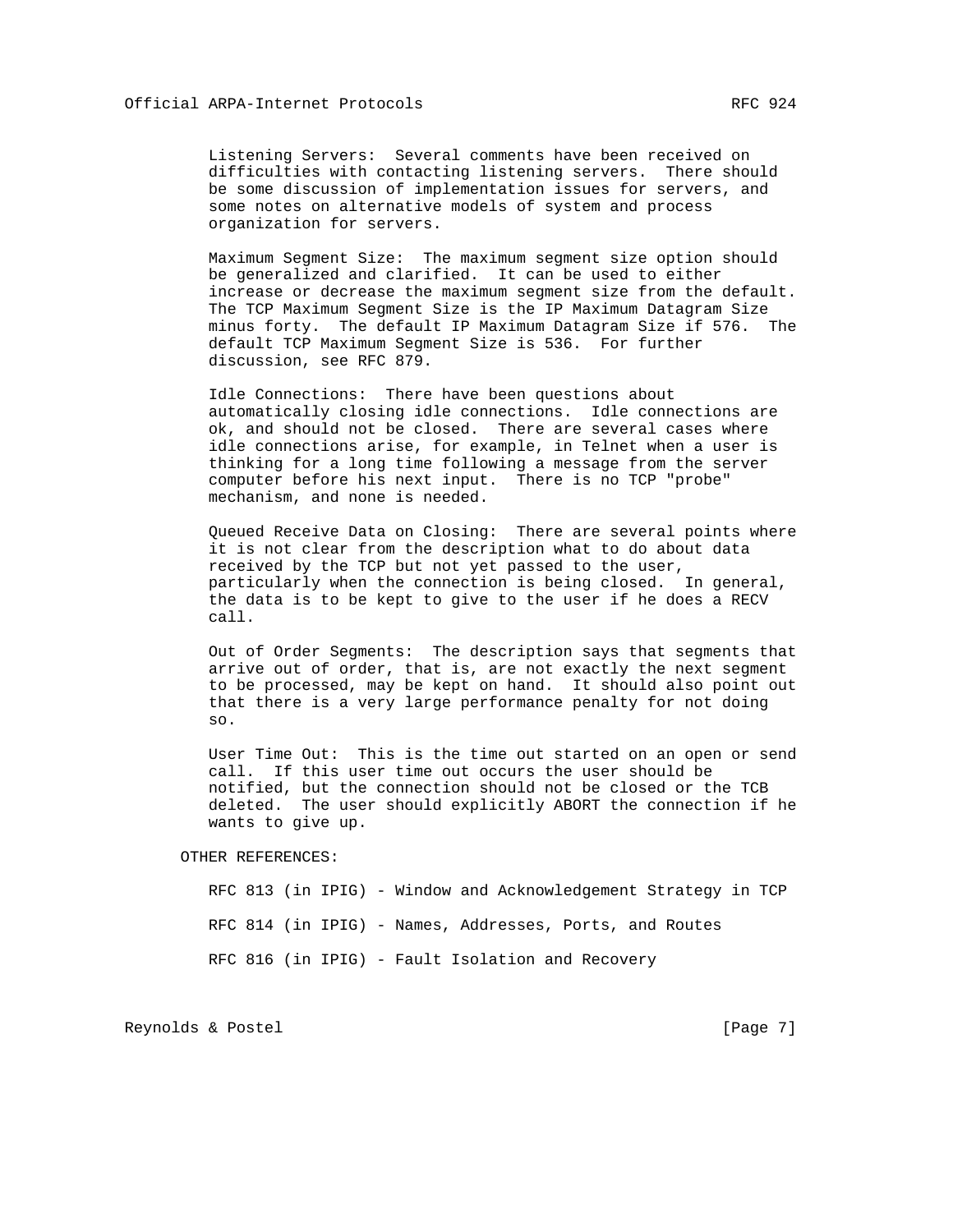Listening Servers: Several comments have been received on difficulties with contacting listening servers. There should be some discussion of implementation issues for servers, and some notes on alternative models of system and process organization for servers.

Maximum Segment Size: The maximum segment size option should be generalized and clarified. It can be used to either increase or decrease the maximum segment size from the default. The TCP Maximum Segment Size is the IP Maximum Datagram Size minus forty. The default IP Maximum Datagram Size if 576. The default TCP Maximum Segment Size is 536. For further discussion, see RFC 879.

Idle Connections: There have been questions about automatically closing idle connections. Idle connections are ok, and should not be closed. There are several cases where idle connections arise, for example, in Telnet when a user is thinking for a long time following a message from the server computer before his next input. There is no TCP "probe" mechanism, and none is needed.

Queued Receive Data on Closing: There are several points where it is not clear from the description what to do about data received by the TCP but not yet passed to the user, particularly when the connection is being closed. In general, the data is to be kept to give to the user if he does a RECV call.

Out of Order Segments: The description says that segments that arrive out of order, that is, are not exactly the next segment to be processed, may be kept on hand. It should also point out that there is a very large performance penalty for not doing so.

User Time Out: This is the time out started on an open or send call. If this user time out occurs the user should be notified, but the connection should not be closed or the TCB deleted. The user should explicitly ABORT the connection if he wants to give up.

OTHER REFERENCES:

RFC 813 (in IPIG) - Window and Acknowledgement Strategy in TCP

RFC 814 (in IPIG) - Names, Addresses, Ports, and Routes

RFC 816 (in IPIG) - Fault Isolation and Recovery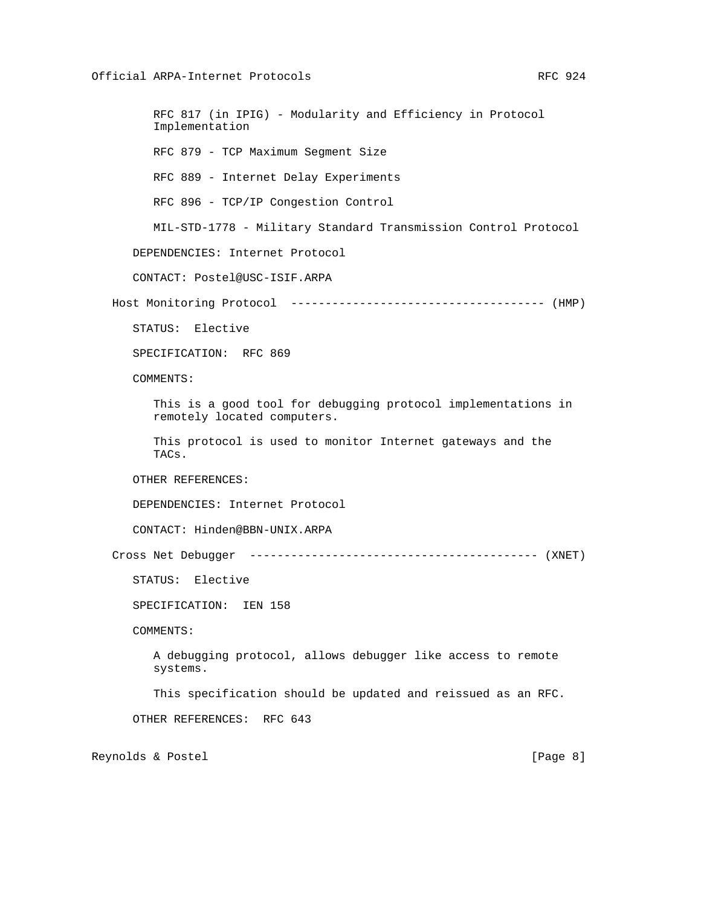RFC 817 (in IPIG) - Modularity and Efficiency in Protocol Implementation

RFC 879 - TCP Maximum Segment Size

RFC 889 - Internet Delay Experiments

RFC 896 - TCP/IP Congestion Control

MIL-STD-1778 - Military Standard Transmission Control Protocol

DEPENDENCIES: Internet Protocol

CONTACT: Postel@USC-ISIF.ARPA

### Host Monitoring Protocol ------------------------------------ (HMP)

STATUS: Elective

SPECIFICATION: RFC 869

COMMENTS:

This is a good tool for debugging protocol implementations in remotely located computers.

This protocol is used to monitor Internet gateways and the TACs.

OTHER REFERENCES:

DEPENDENCIES: Internet Protocol

CONTACT: Hinden@BBN-UNIX.ARPA

### Cross Net Debugger ----------------------------------------- (XNET)

STATUS: Elective

SPECIFICATION: IEN 158

COMMENTS:

A debugging protocol, allows debugger like access to remote systems.

This specification should be updated and reissued as an RFC.

OTHER REFERENCES: RFC 643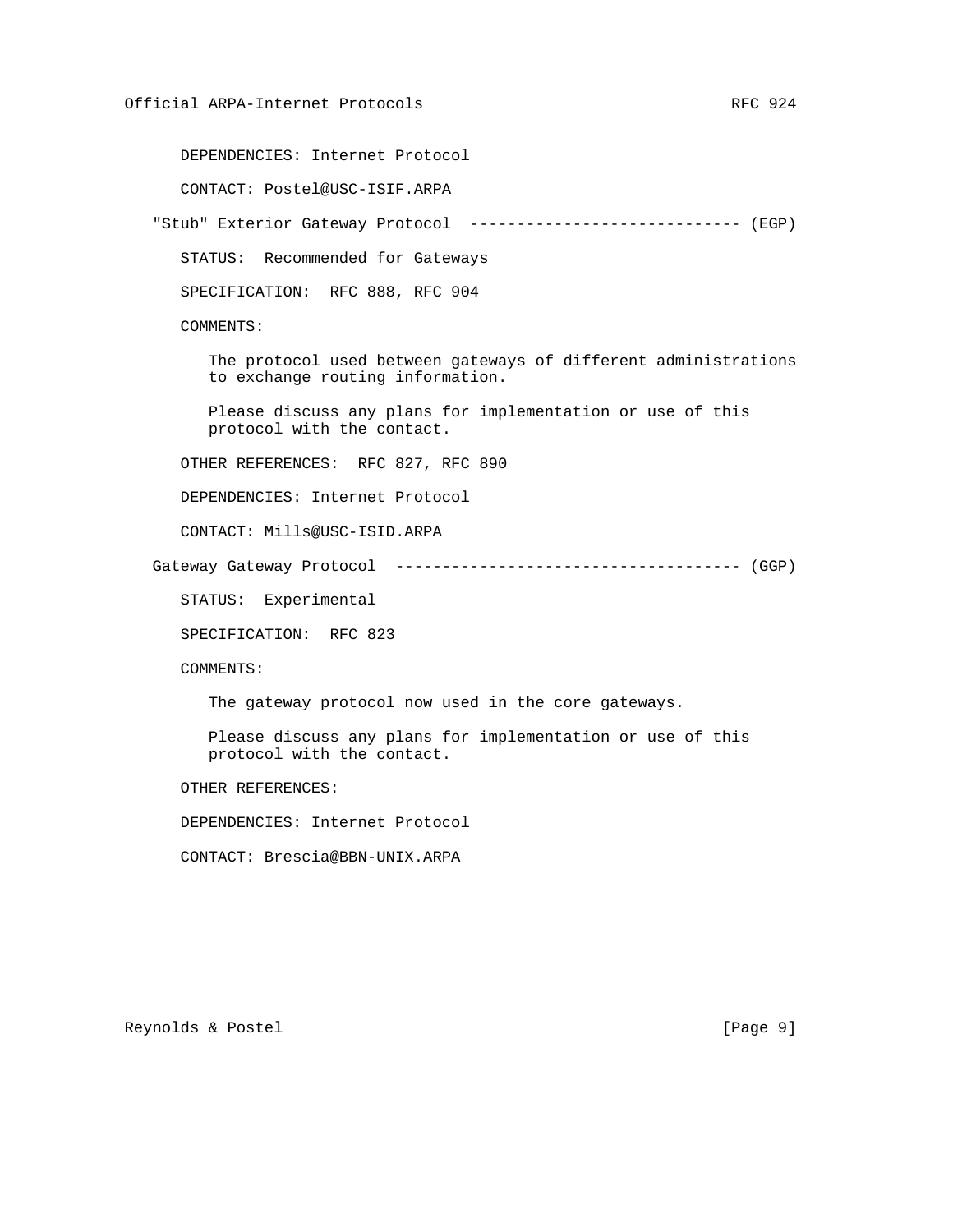DEPENDENCIES: Internet Protocol

CONTACT: Postel@USC-ISIF.ARPA

"Stub" Exterior Gateway Protocol ----------------------------- (EGP)

STATUS: Recommended for Gateways

SPECIFICATION: RFC 888, RFC 904

COMMENTS:

The protocol used between gateways of different administrations to exchange routing information.

Please discuss any plans for implementation or use of this protocol with the contact.

OTHER REFERENCES: RFC 827, RFC 890

DEPENDENCIES: Internet Protocol

CONTACT: Mills@USC-ISID.ARPA

Gateway Gateway Protocol ------------------------------------ (GGP)

STATUS: Experimental

SPECIFICATION: RFC 823

COMMENTS:

The gateway protocol now used in the core gateways.

Please discuss any plans for implementation or use of this protocol with the contact.

OTHER REFERENCES:

DEPENDENCIES: Internet Protocol

CONTACT: Brescia@BBN-UNIX.ARPA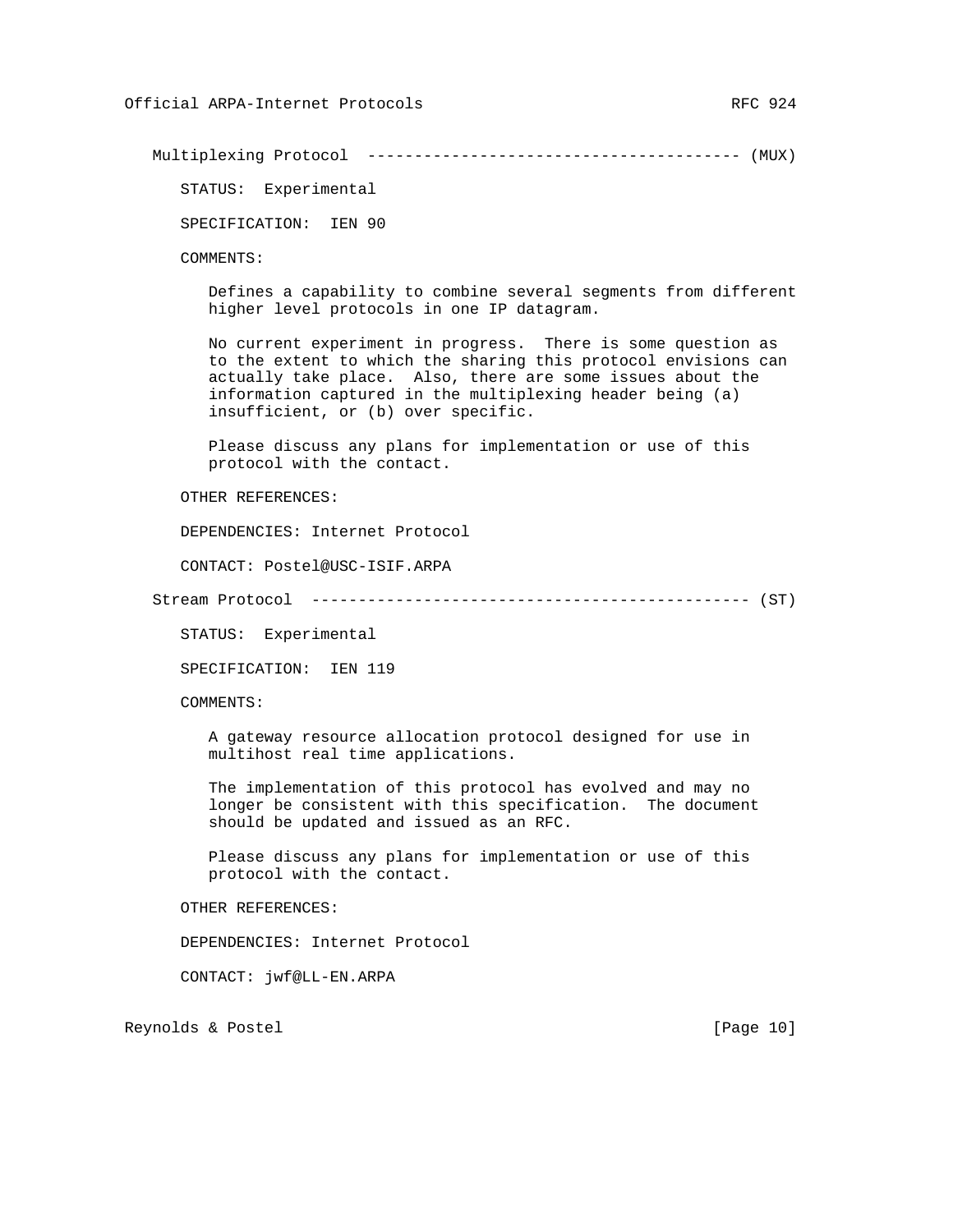## Multiplexing Protocol (MUX)

STATUS: Experimental

SPECIFICATION: IEN 90

COMMENTS:

Defines a capability to combine several segments from different higher level protocols in one IP datagram.

No current experiment in progress. There is some question as to the extent to which the sharing this protocol envisions can actually take place. Also, there are some issues about the information captured in the multiplexing header being (a) insufficient, or (b) over specific.

Please discuss any plans for implementation or use of this protocol with the contact.

OTHER REFERENCES:

DEPENDENCIES: Internet Protocol

CONTACT: Postel@USC-ISIF.ARPA

## Stream Protocol (ST)

STATUS: Experimental

SPECIFICATION: IEN 119

COMMENTS:

A gateway resource allocation protocol designed for use in multihost real time applications.

The implementation of this protocol has evolved and may no longer be consistent with this specification. The document should be updated and issued as an RFC.

Please discuss any plans for implementation or use of this protocol with the contact.

OTHER REFERENCES:

DEPENDENCIES: Internet Protocol

CONTACT: jwf@LL-EN.ARPA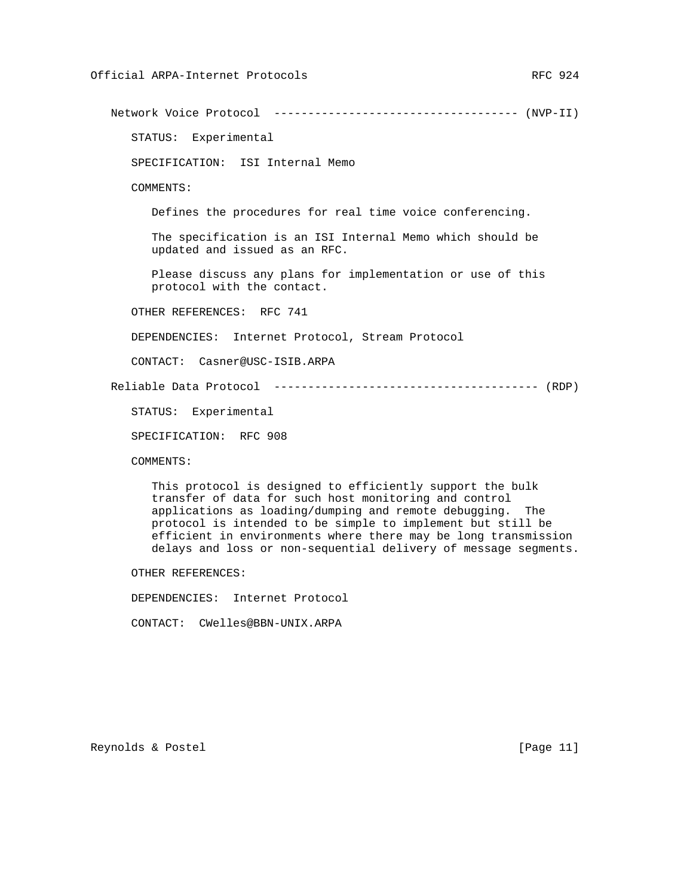Network Voice Protocol ----------------------------------- (NVP-II)

STATUS: Experimental

SPECIFICATION: ISI Internal Memo

COMMENTS:

Defines the procedures for real time voice conferencing.

The specification is an ISI Internal Memo which should be updated and issued as an RFC.

Please discuss any plans for implementation or use of this protocol with the contact.

OTHER REFERENCES: RFC 741

DEPENDENCIES: Internet Protocol, Stream Protocol

CONTACT: Casner@USC-ISIB.ARPA

Reliable Data Protocol -------------------------------------- (RDP)

STATUS: Experimental

SPECIFICATION: RFC 908

COMMENTS:

This protocol is designed to efficiently support the bulk transfer of data for such host monitoring and control applications as loading/dumping and remote debugging. The protocol is intended to be simple to implement but still be efficient in environments where there may be long transmission delays and loss or non-sequential delivery of message segments.

OTHER REFERENCES:

DEPENDENCIES: Internet Protocol

CONTACT: CWelles@BBN-UNIX.ARPA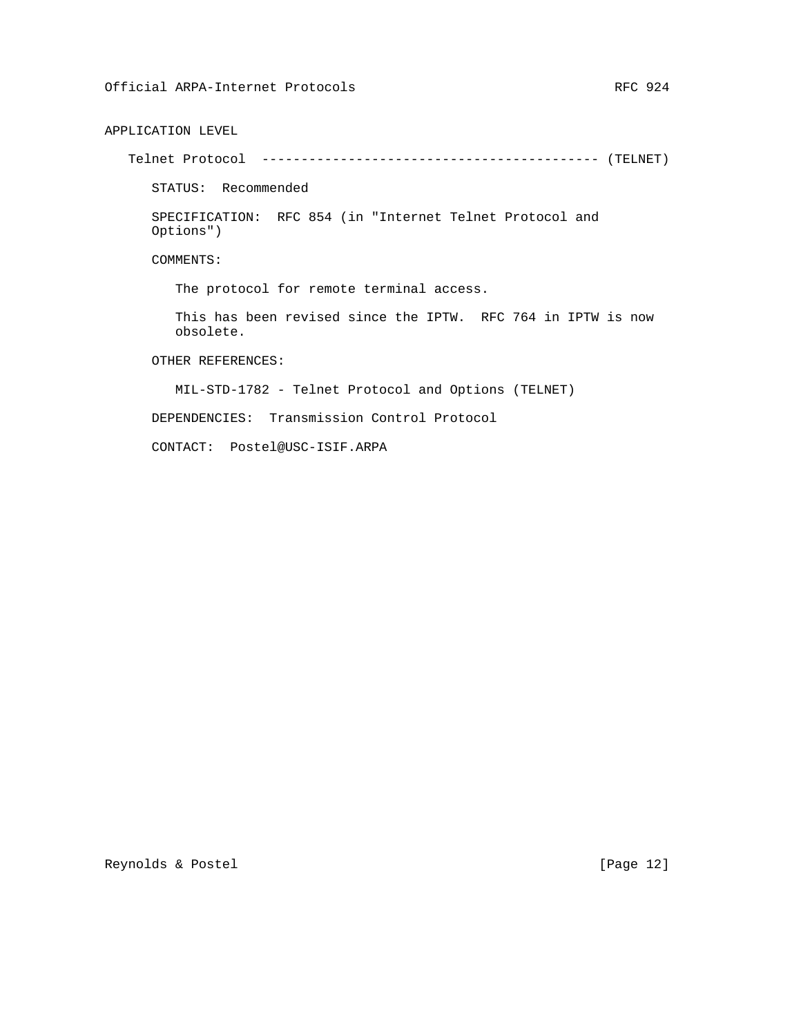## APPLICATION LEVEL

### Telnet Protocol ------------------------------------------- (TELNET)

STATUS: Recommended

SPECIFICATION: RFC 854 (in "Internet Telnet Protocol and Options")

COMMENTS:

The protocol for remote terminal access.

This has been revised since the IPTW. RFC 764 in IPTW is now obsolete.

OTHER REFERENCES:

MIL-STD-1782 - Telnet Protocol and Options (TELNET)

DEPENDENCIES: Transmission Control Protocol

CONTACT: Postel@USC-ISIF.ARPA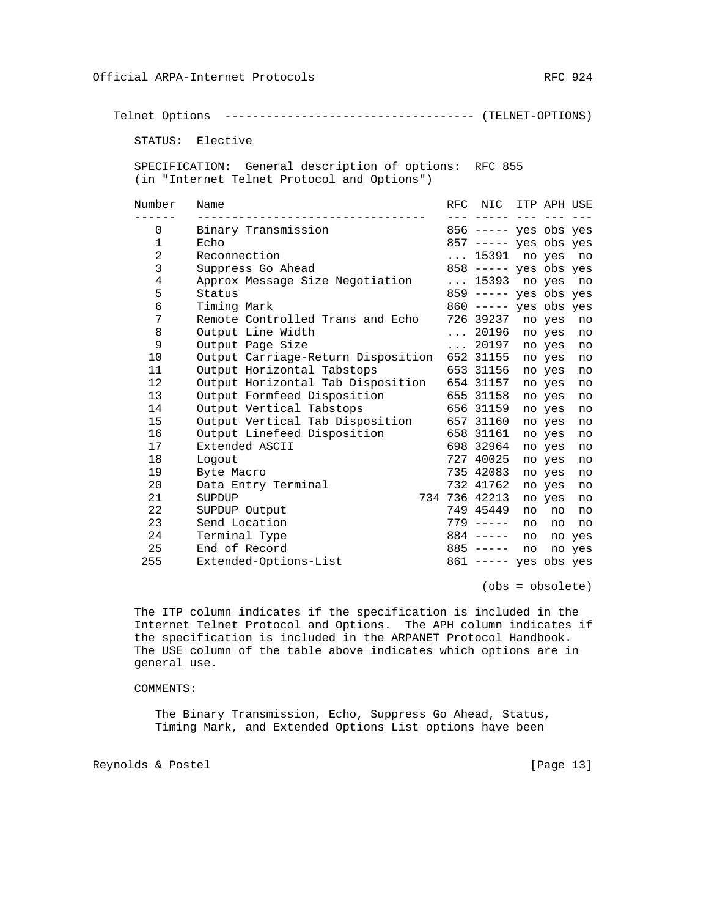Telnet Options ------------------------------------ (TELNET-OPTIONS)

STATUS: Elective

SPECIFICATION: General description of options: RFC 855 (in "Internet Telnet Protocol and Options")

| Number | Name | RFC | NIC | ITP | APH | USE |
|---|---|---|---|---|---|---|
| 0 | Binary Transmission | 856 | ----- | yes | obs | yes |
| 1 | Echo | 857 | ----- | yes | obs | yes |
| 2 | Reconnection | ... | 15391 | no | yes | no |
| 3 | Suppress Go Ahead | 858 | ----- | yes | obs | yes |
| 4 | Approx Message Size Negotiation | ... | 15393 | no | yes | no |
| 5 | Status | 859 | ----- | yes | obs | yes |
| 6 | Timing Mark | 860 | ----- | yes | obs | yes |
| 7 | Remote Controlled Trans and Echo | 726 | 39237 | no | yes | no |
| 8 | Output Line Width | ... | 20196 | no | yes | no |
| 9 | Output Page Size | ... | 20197 | no | yes | no |
| 10 | Output Carriage-Return Disposition | 652 | 31155 | no | yes | no |
| 11 | Output Horizontal Tabstops | 653 | 31156 | no | yes | no |
| 12 | Output Horizontal Tab Disposition | 654 | 31157 | no | yes | no |
| 13 | Output Formfeed Disposition | 655 | 31158 | no | yes | no |
| 14 | Output Vertical Tabstops | 656 | 31159 | no | yes | no |
| 15 | Output Vertical Tab Disposition | 657 | 31160 | no | yes | no |
| 16 | Output Linefeed Disposition | 658 | 31161 | no | yes | no |
| 17 | Extended ASCII | 698 | 32964 | no | yes | no |
| 18 | Logout | 727 | 40025 | no | yes | no |
| 19 | Byte Macro | 735 | 42083 | no | yes | no |
| 20 | Data Entry Terminal | 732 | 41762 | no | yes | no |
| 21 | SUPDUP | 734 736 | 42213 | no | yes | no |
| 22 | SUPDUP Output | 749 | 45449 | no | no | no |
| 23 | Send Location | 779 | ----- | no | no | no |
| 24 | Terminal Type | 884 | ----- | no | no | yes |
| 25 | End of Record | 885 | ----- | no | no | yes |
| 255 | Extended-Options-List | 861 | ----- | yes | obs | yes |

(obs = obsolete)

The ITP column indicates if the specification is included in the Internet Telnet Protocol and Options. The APH column indicates if the specification is included in the ARPANET Protocol Handbook. The USE column of the table above indicates which options are in general use.

COMMENTS:

The Binary Transmission, Echo, Suppress Go Ahead, Status, Timing Mark, and Extended Options List options have been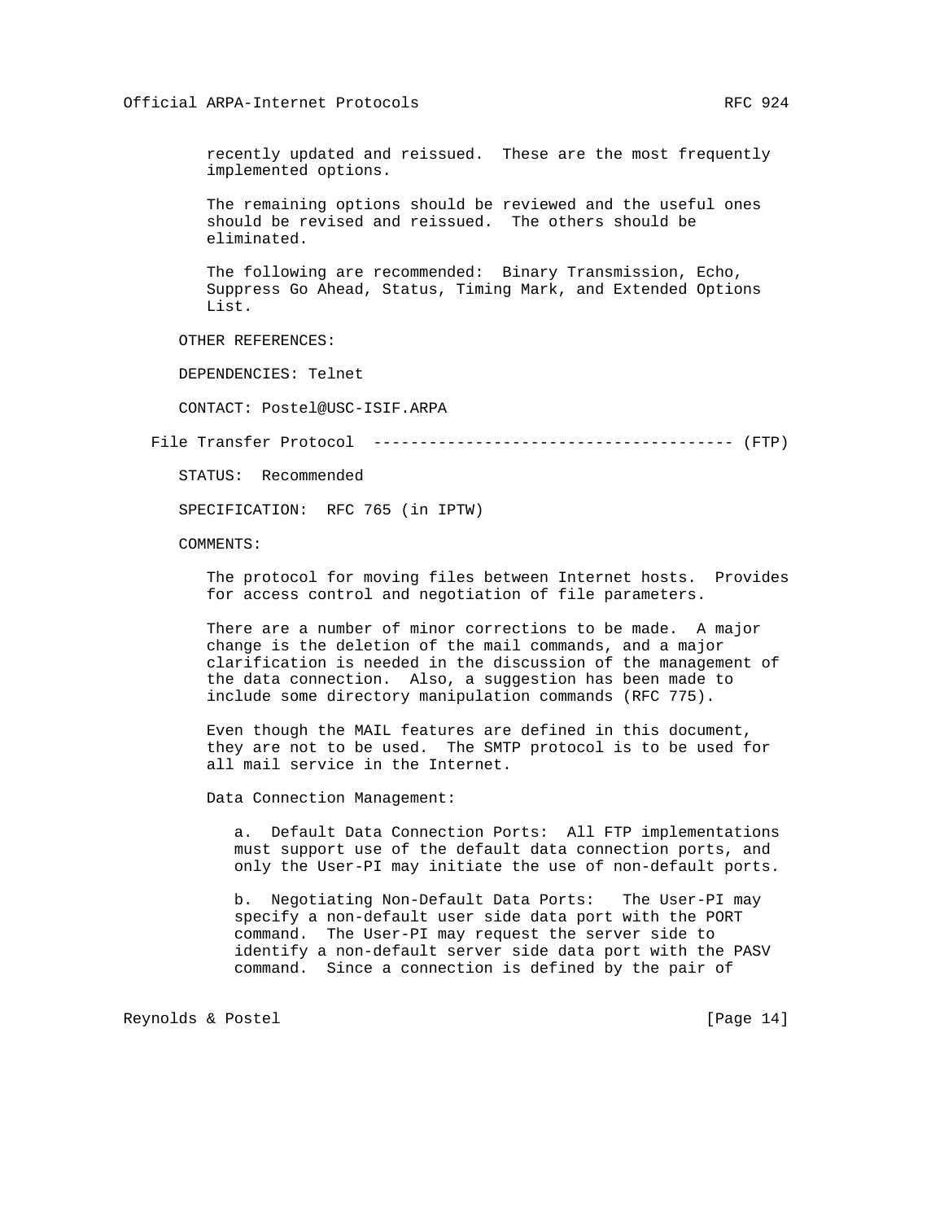recently updated and reissued. These are the most frequently implemented options.

The remaining options should be reviewed and the useful ones should be revised and reissued. The others should be eliminated.

The following are recommended: Binary Transmission, Echo, Suppress Go Ahead, Status, Timing Mark, and Extended Options List.

OTHER REFERENCES:

DEPENDENCIES: Telnet

CONTACT: Postel@USC-ISIF.ARPA

File Transfer Protocol -------------------------------------- (FTP)

STATUS: Recommended

SPECIFICATION: RFC 765 (in IPTW)

COMMENTS:

The protocol for moving files between Internet hosts. Provides for access control and negotiation of file parameters.

There are a number of minor corrections to be made. A major change is the deletion of the mail commands, and a major clarification is needed in the discussion of the management of the data connection. Also, a suggestion has been made to include some directory manipulation commands (RFC 775).

Even though the MAIL features are defined in this document, they are not to be used. The SMTP protocol is to be used for all mail service in the Internet.

Data Connection Management:

a. Default Data Connection Ports: All FTP implementations must support use of the default data connection ports, and only the User-PI may initiate the use of non-default ports.

b. Negotiating Non-Default Data Ports: The User-PI may specify a non-default user side data port with the PORT command. The User-PI may request the server side to identify a non-default server side data port with the PASV command. Since a connection is defined by the pair of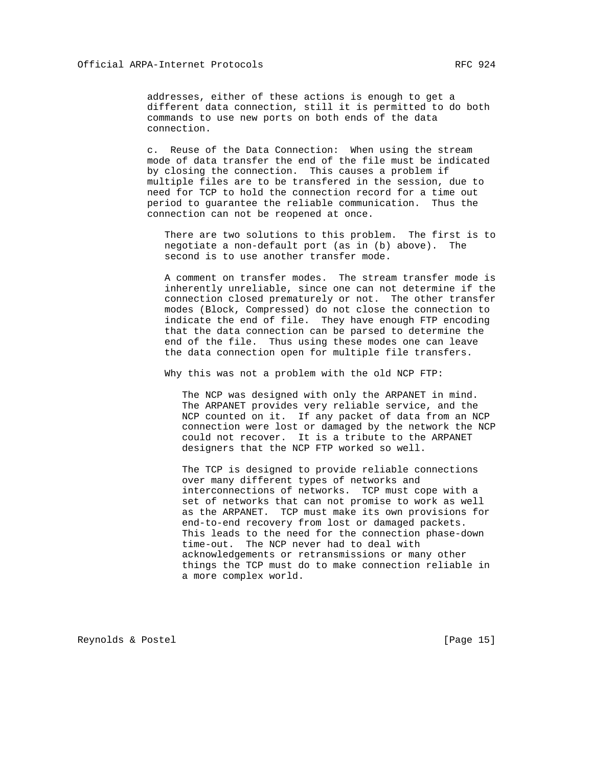addresses, either of these actions is enough to get a different data connection, still it is permitted to do both commands to use new ports on both ends of the data connection.

c. Reuse of the Data Connection: When using the stream mode of data transfer the end of the file must be indicated by closing the connection. This causes a problem if multiple files are to be transfered in the session, due to need for TCP to hold the connection record for a time out period to guarantee the reliable communication. Thus the connection can not be reopened at once.

There are two solutions to this problem. The first is to negotiate a non-default port (as in (b) above). The second is to use another transfer mode.

A comment on transfer modes. The stream transfer mode is inherently unreliable, since one can not determine if the connection closed prematurely or not. The other transfer modes (Block, Compressed) do not close the connection to indicate the end of file. They have enough FTP encoding that the data connection can be parsed to determine the end of the file. Thus using these modes one can leave the data connection open for multiple file transfers.

Why this was not a problem with the old NCP FTP:

The NCP was designed with only the ARPANET in mind. The ARPANET provides very reliable service, and the NCP counted on it. If any packet of data from an NCP connection were lost or damaged by the network the NCP could not recover. It is a tribute to the ARPANET designers that the NCP FTP worked so well.

The TCP is designed to provide reliable connections over many different types of networks and interconnections of networks. TCP must cope with a set of networks that can not promise to work as well as the ARPANET. TCP must make its own provisions for end-to-end recovery from lost or damaged packets. This leads to the need for the connection phase-down time-out. The NCP never had to deal with acknowledgements or retransmissions or many other things the TCP must do to make connection reliable in a more complex world.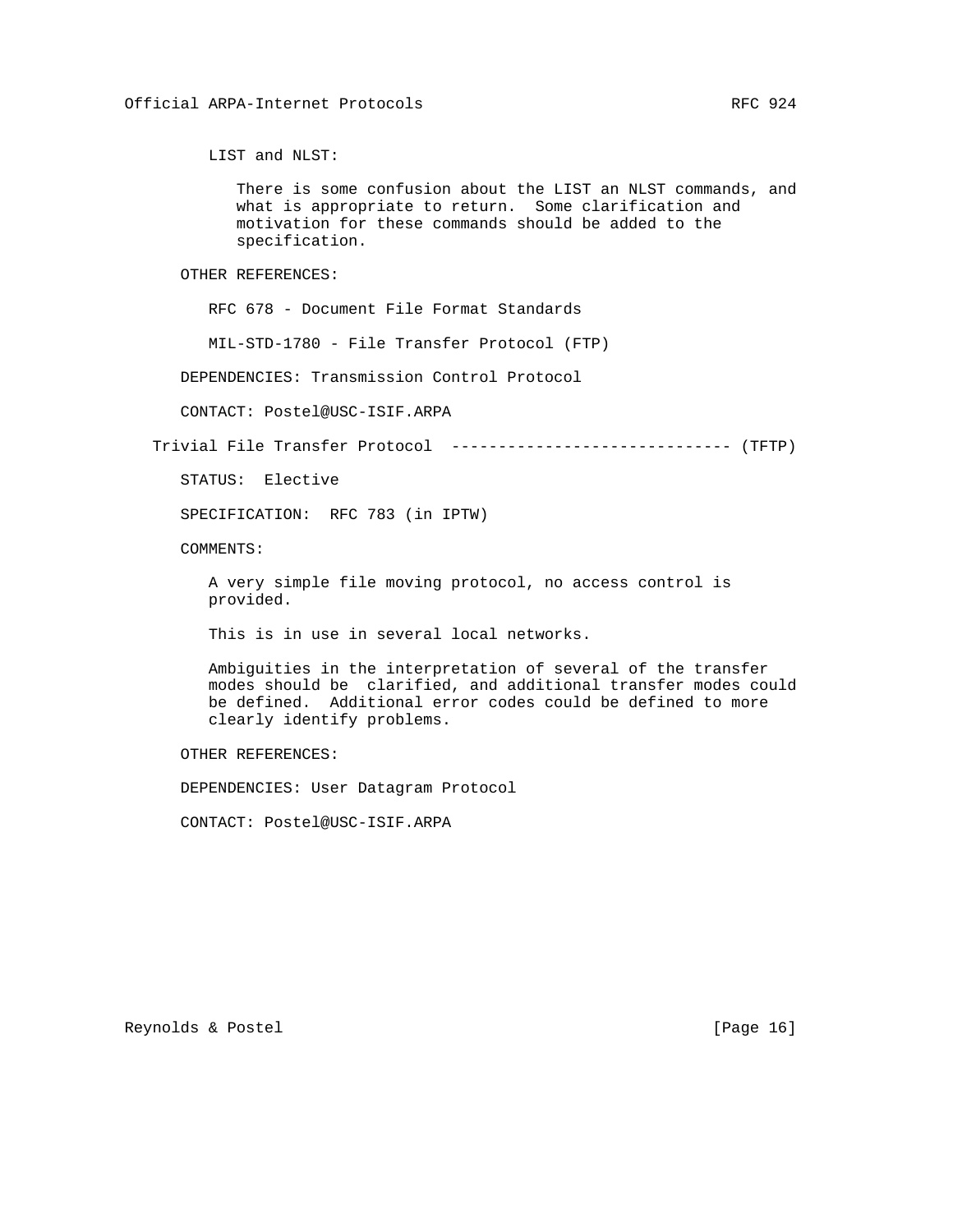LIST and NLST:

There is some confusion about the LIST an NLST commands, and what is appropriate to return. Some clarification and motivation for these commands should be added to the specification.

OTHER REFERENCES:

RFC 678 - Document File Format Standards

MIL-STD-1780 - File Transfer Protocol (FTP)

DEPENDENCIES: Transmission Control Protocol

CONTACT: Postel@USC-ISIF.ARPA

Trivial File Transfer Protocol ------------------------------ (TFTP)

STATUS: Elective

SPECIFICATION: RFC 783 (in IPTW)

COMMENTS:

A very simple file moving protocol, no access control is provided.

This is in use in several local networks.

Ambiguities in the interpretation of several of the transfer modes should be clarified, and additional transfer modes could be defined. Additional error codes could be defined to more clearly identify problems.

OTHER REFERENCES:

DEPENDENCIES: User Datagram Protocol

CONTACT: Postel@USC-ISIF.ARPA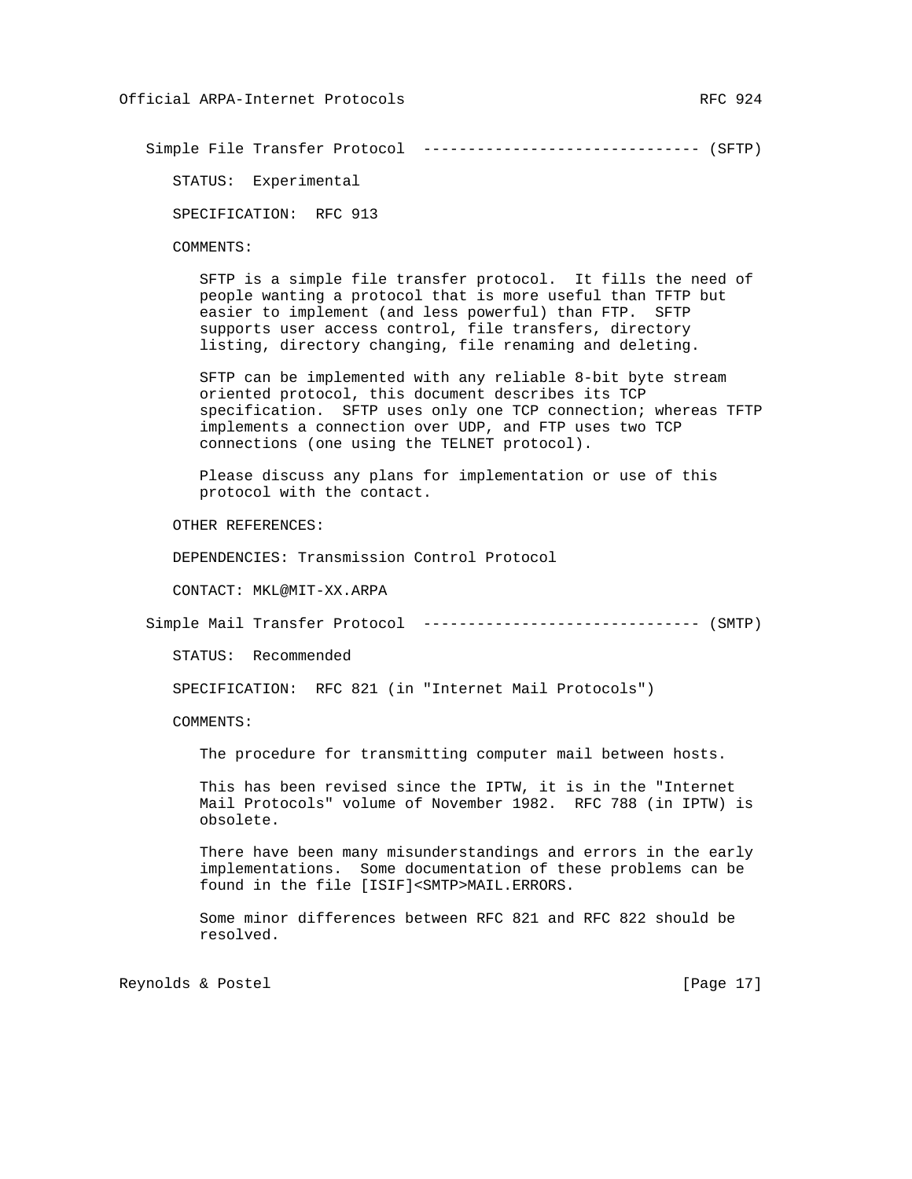## Simple File Transfer Protocol ------------------------------- (SFTP)

STATUS: Experimental

SPECIFICATION: RFC 913

COMMENTS:

SFTP is a simple file transfer protocol. It fills the need of people wanting a protocol that is more useful than TFTP but easier to implement (and less powerful) than FTP. SFTP supports user access control, file transfers, directory listing, directory changing, file renaming and deleting.

SFTP can be implemented with any reliable 8-bit byte stream oriented protocol, this document describes its TCP specification. SFTP uses only one TCP connection; whereas TFTP implements a connection over UDP, and FTP uses two TCP connections (one using the TELNET protocol).

Please discuss any plans for implementation or use of this protocol with the contact.

OTHER REFERENCES:

DEPENDENCIES: Transmission Control Protocol

CONTACT: MKL@MIT-XX.ARPA

## Simple Mail Transfer Protocol ------------------------------- (SMTP)

STATUS: Recommended

SPECIFICATION: RFC 821 (in "Internet Mail Protocols")

COMMENTS:

The procedure for transmitting computer mail between hosts.

This has been revised since the IPTW, it is in the "Internet Mail Protocols" volume of November 1982. RFC 788 (in IPTW) is obsolete.

There have been many misunderstandings and errors in the early implementations. Some documentation of these problems can be found in the file [ISIF]<SMTP>MAIL.ERRORS.

Some minor differences between RFC 821 and RFC 822 should be resolved.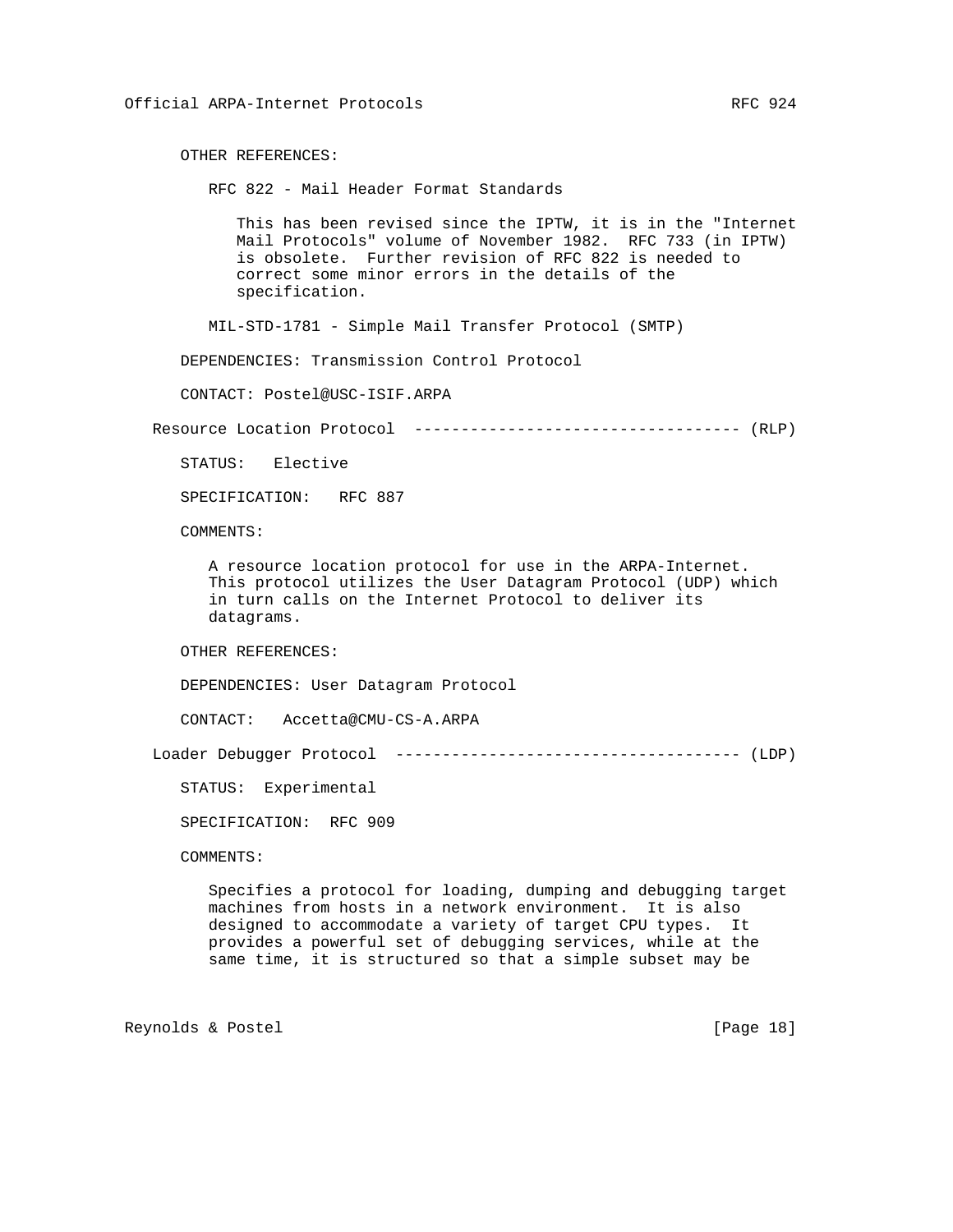OTHER REFERENCES:

RFC 822 - Mail Header Format Standards

This has been revised since the IPTW, it is in the "Internet Mail Protocols" volume of November 1982. RFC 733 (in IPTW) is obsolete. Further revision of RFC 822 is needed to correct some minor errors in the details of the specification.

MIL-STD-1781 - Simple Mail Transfer Protocol (SMTP)

DEPENDENCIES: Transmission Control Protocol

CONTACT: Postel@USC-ISIF.ARPA

## Resource Location Protocol ----------------------------------- (RLP)

STATUS: Elective

SPECIFICATION: RFC 887

COMMENTS:

A resource location protocol for use in the ARPA-Internet. This protocol utilizes the User Datagram Protocol (UDP) which in turn calls on the Internet Protocol to deliver its datagrams.

OTHER REFERENCES:

DEPENDENCIES: User Datagram Protocol

CONTACT: Accetta@CMU-CS-A.ARPA

## Loader Debugger Protocol ------------------------------------- (LDP)

STATUS: Experimental

SPECIFICATION: RFC 909

COMMENTS:

Specifies a protocol for loading, dumping and debugging target machines from hosts in a network environment. It is also designed to accommodate a variety of target CPU types. It provides a powerful set of debugging services, while at the same time, it is structured so that a simple subset may be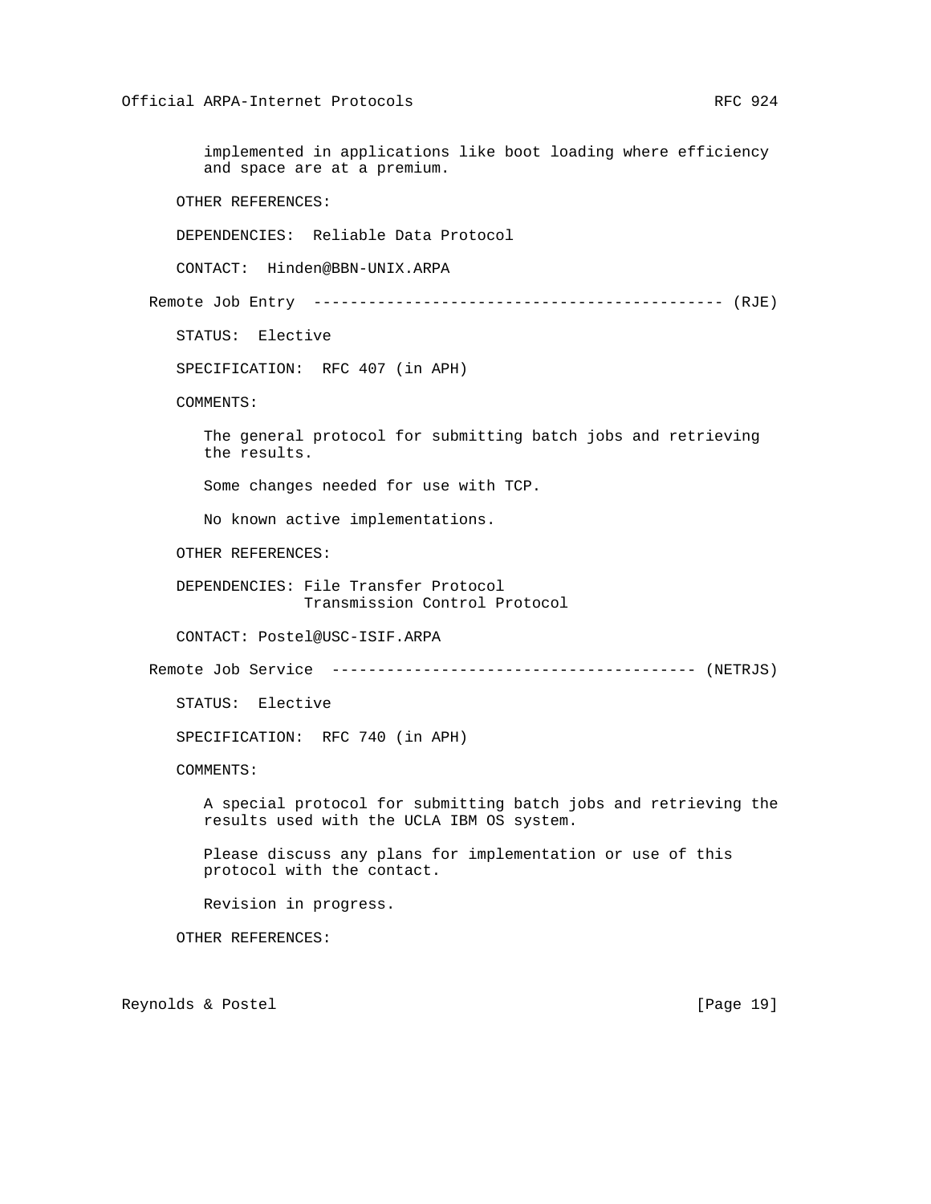implemented in applications like boot loading where efficiency and space are at a premium.

OTHER REFERENCES:

DEPENDENCIES: Reliable Data Protocol

CONTACT: Hinden@BBN-UNIX.ARPA

### Remote Job Entry -------------------------------------------- (RJE)

STATUS: Elective

SPECIFICATION: RFC 407 (in APH)

COMMENTS:

The general protocol for submitting batch jobs and retrieving the results.

Some changes needed for use with TCP.

No known active implementations.

OTHER REFERENCES:

DEPENDENCIES: File Transfer Protocol
Transmission Control Protocol

CONTACT: Postel@USC-ISIF.ARPA

### Remote Job Service ---------------------------------------- (NETRJS)

STATUS: Elective

SPECIFICATION: RFC 740 (in APH)

COMMENTS:

A special protocol for submitting batch jobs and retrieving the results used with the UCLA IBM OS system.

Please discuss any plans for implementation or use of this protocol with the contact.

Revision in progress.

OTHER REFERENCES: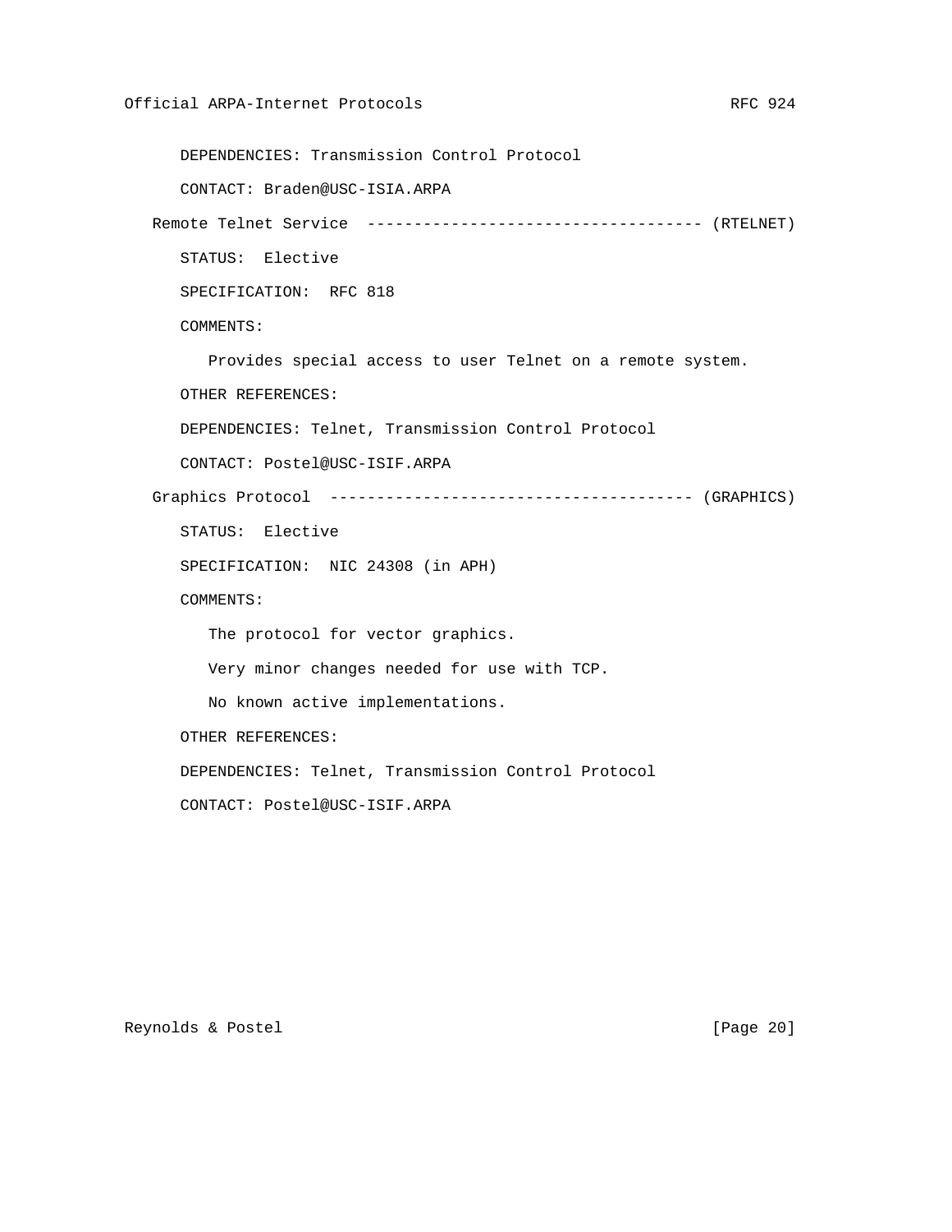DEPENDENCIES: Transmission Control Protocol

CONTACT: Braden@USC-ISIA.ARPA

Remote Telnet Service ------------------------------------ (RTELNET)

STATUS: Elective

SPECIFICATION: RFC 818

COMMENTS:

Provides special access to user Telnet on a remote system.

OTHER REFERENCES:

DEPENDENCIES: Telnet, Transmission Control Protocol

CONTACT: Postel@USC-ISIF.ARPA

Graphics Protocol --------------------------------------- (GRAPHICS)

STATUS: Elective

SPECIFICATION: NIC 24308 (in APH)

COMMENTS:

The protocol for vector graphics.

Very minor changes needed for use with TCP.

No known active implementations.

OTHER REFERENCES:

DEPENDENCIES: Telnet, Transmission Control Protocol

CONTACT: Postel@USC-ISIF.ARPA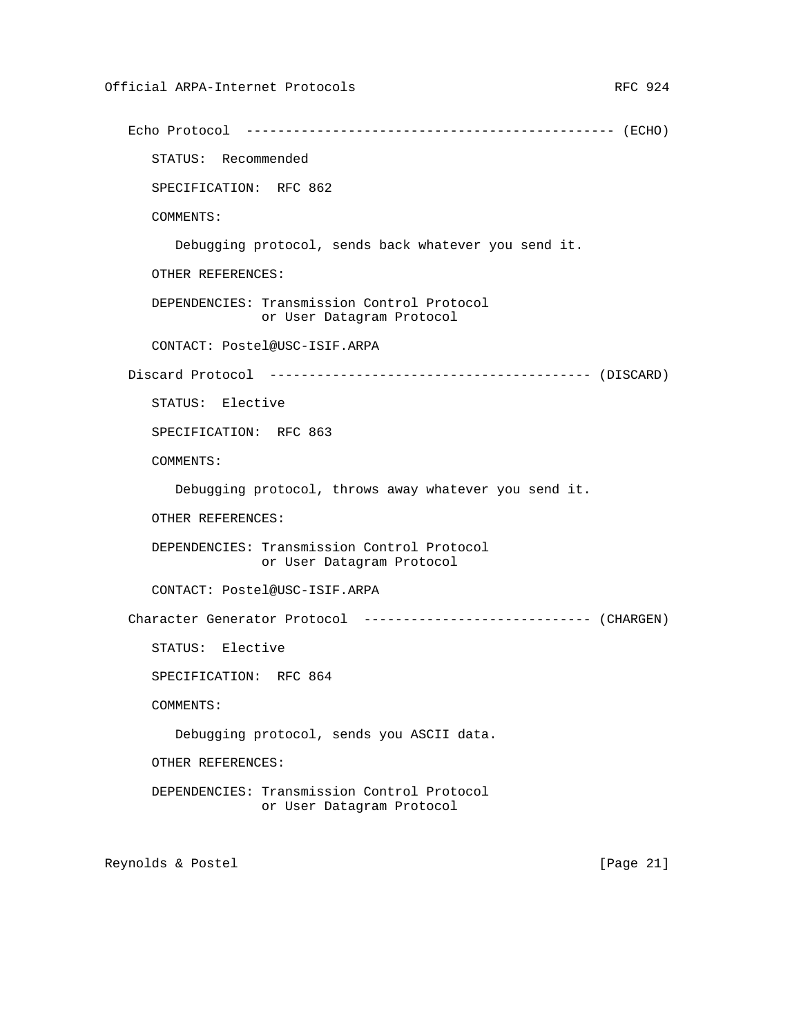## Echo Protocol ---------------------------------------------- (ECHO)

STATUS:  Recommended

SPECIFICATION:  RFC 862

COMMENTS:

Debugging protocol, sends back whatever you send it.

OTHER REFERENCES:

DEPENDENCIES: Transmission Control Protocol
or User Datagram Protocol

CONTACT: Postel@USC-ISIF.ARPA

## Discard Protocol ---------------------------------------- (DISCARD)

STATUS:  Elective

SPECIFICATION:  RFC 863

COMMENTS:

Debugging protocol, throws away whatever you send it.

OTHER REFERENCES:

DEPENDENCIES: Transmission Control Protocol
or User Datagram Protocol

CONTACT: Postel@USC-ISIF.ARPA

## Character Generator Protocol ----------------------------- (CHARGEN)

STATUS:  Elective

SPECIFICATION:  RFC 864

COMMENTS:

Debugging protocol, sends you ASCII data.

OTHER REFERENCES:

DEPENDENCIES: Transmission Control Protocol
or User Datagram Protocol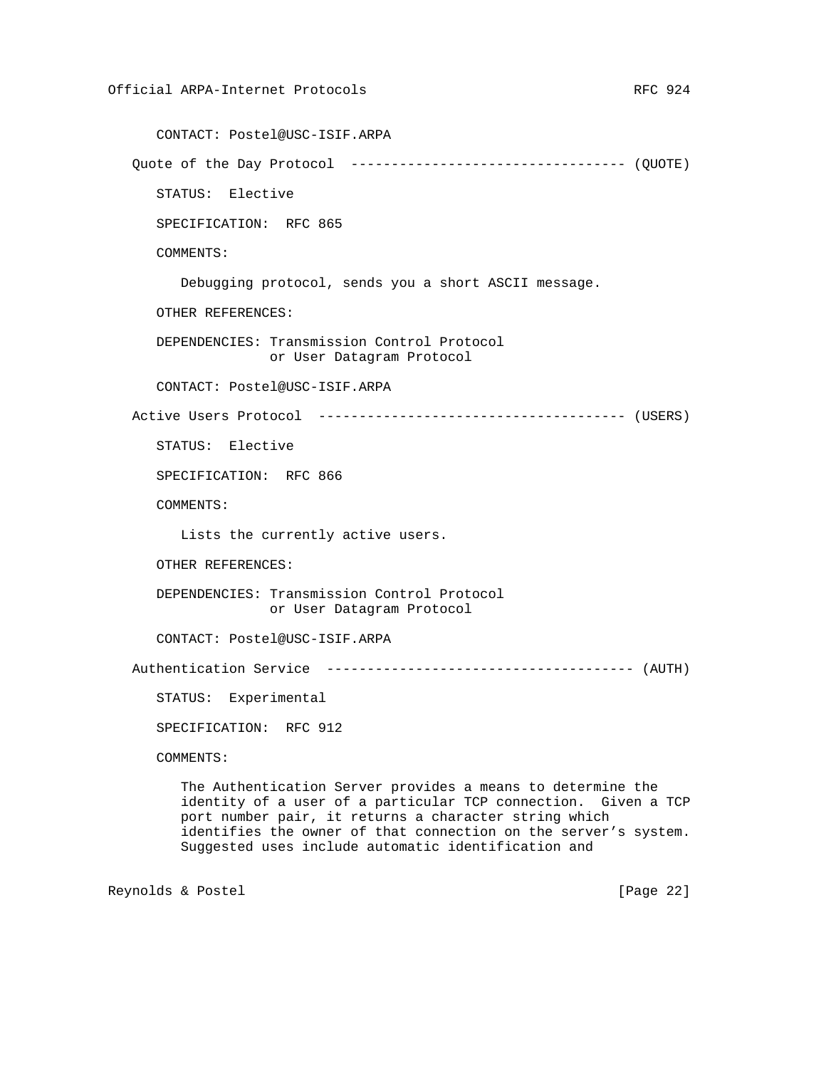CONTACT: Postel@USC-ISIF.ARPA

Quote of the Day Protocol ---------------------------------- (QUOTE)

STATUS: Elective

SPECIFICATION: RFC 865

COMMENTS:

Debugging protocol, sends you a short ASCII message.

OTHER REFERENCES:

DEPENDENCIES: Transmission Control Protocol
or User Datagram Protocol

CONTACT: Postel@USC-ISIF.ARPA

Active Users Protocol -------------------------------------- (USERS)

STATUS: Elective

SPECIFICATION: RFC 866

COMMENTS:

Lists the currently active users.

OTHER REFERENCES:

DEPENDENCIES: Transmission Control Protocol
or User Datagram Protocol

CONTACT: Postel@USC-ISIF.ARPA

Authentication Service -------------------------------------- (AUTH)

STATUS: Experimental

SPECIFICATION: RFC 912

COMMENTS:

The Authentication Server provides a means to determine the identity of a user of a particular TCP connection. Given a TCP port number pair, it returns a character string which identifies the owner of that connection on the server's system. Suggested uses include automatic identification and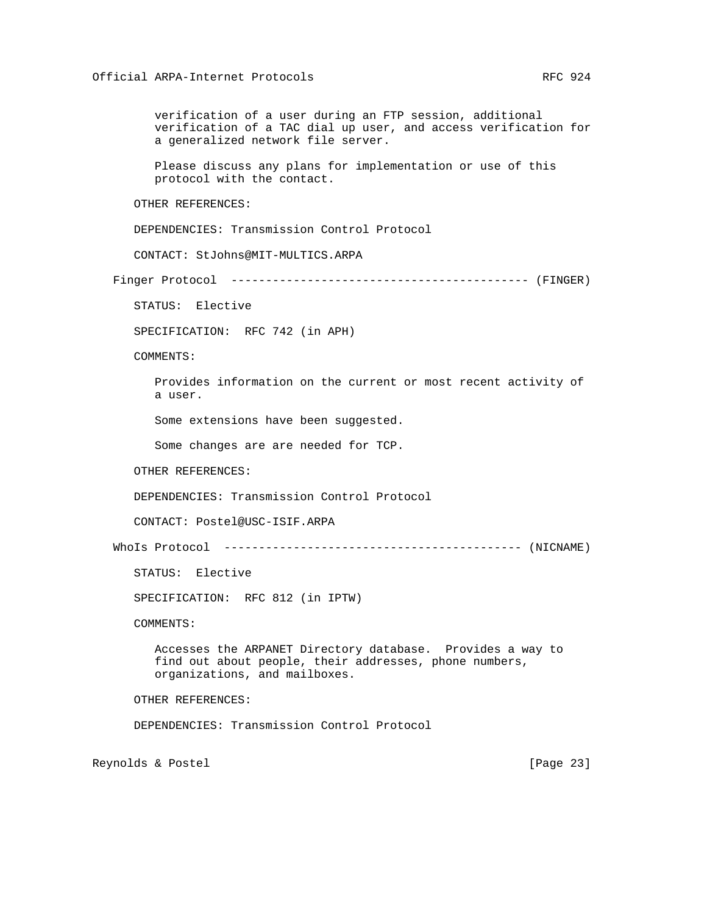verification of a user during an FTP session, additional verification of a TAC dial up user, and access verification for a generalized network file server.

Please discuss any plans for implementation or use of this protocol with the contact.

OTHER REFERENCES:

DEPENDENCIES: Transmission Control Protocol

CONTACT: StJohns@MIT-MULTICS.ARPA

### Finger Protocol ------------------------------------------ (FINGER)

STATUS: Elective

SPECIFICATION: RFC 742 (in APH)

COMMENTS:

Provides information on the current or most recent activity of a user.

Some extensions have been suggested.

Some changes are are needed for TCP.

OTHER REFERENCES:

DEPENDENCIES: Transmission Control Protocol

CONTACT: Postel@USC-ISIF.ARPA

### WhoIs Protocol ------------------------------------------ (NICNAME)

STATUS: Elective

SPECIFICATION: RFC 812 (in IPTW)

COMMENTS:

Accesses the ARPANET Directory database. Provides a way to find out about people, their addresses, phone numbers, organizations, and mailboxes.

OTHER REFERENCES:

DEPENDENCIES: Transmission Control Protocol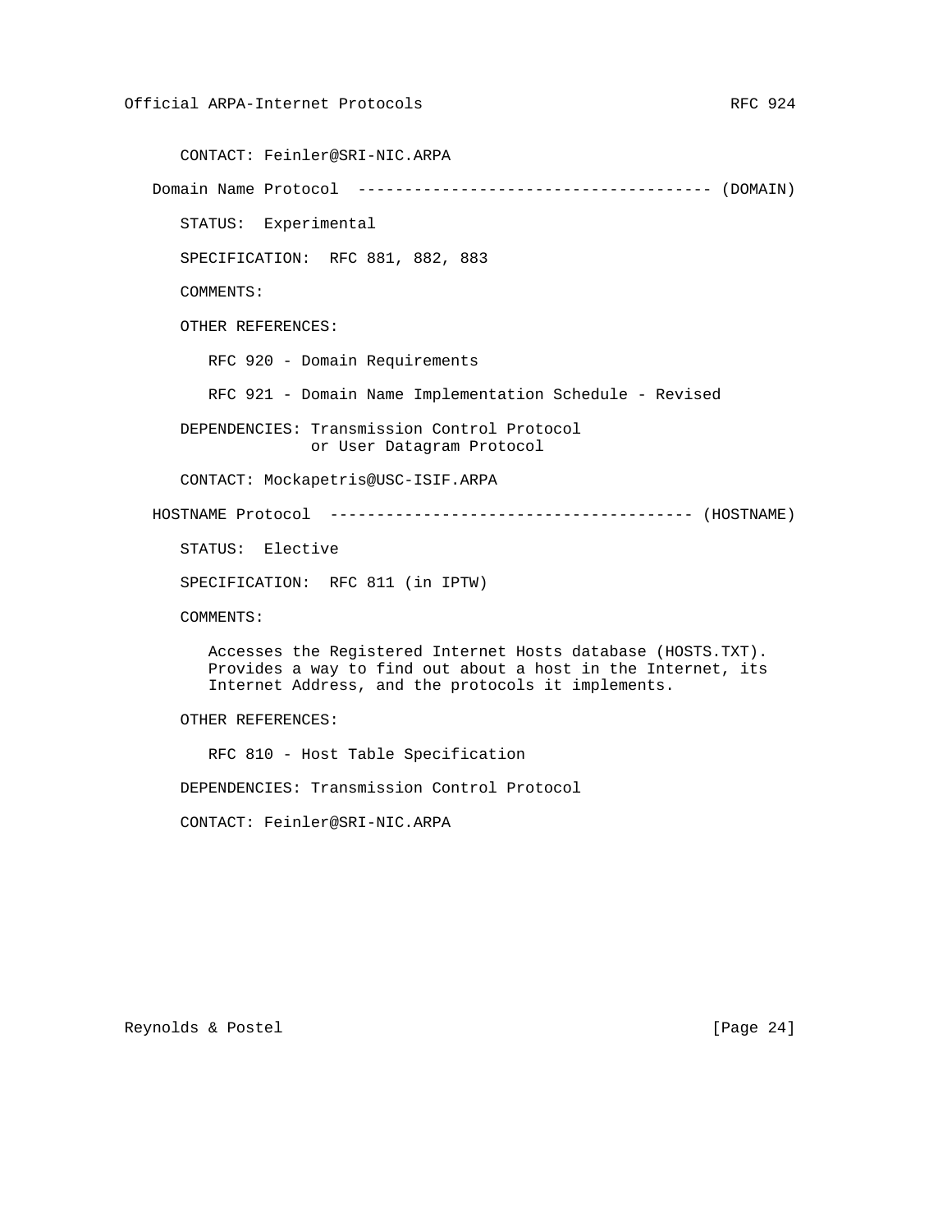CONTACT: Feinler@SRI-NIC.ARPA

### Domain Name Protocol ------------------------------------- (DOMAIN)

STATUS: Experimental

SPECIFICATION: RFC 881, 882, 883

COMMENTS:

OTHER REFERENCES:

RFC 920 - Domain Requirements

RFC 921 - Domain Name Implementation Schedule - Revised

DEPENDENCIES: Transmission Control Protocol
or User Datagram Protocol

CONTACT: Mockapetris@USC-ISIF.ARPA

### HOSTNAME Protocol -------------------------------------- (HOSTNAME)

STATUS: Elective

SPECIFICATION: RFC 811 (in IPTW)

COMMENTS:

Accesses the Registered Internet Hosts database (HOSTS.TXT). Provides a way to find out about a host in the Internet, its Internet Address, and the protocols it implements.

OTHER REFERENCES:

RFC 810 - Host Table Specification

DEPENDENCIES: Transmission Control Protocol

CONTACT: Feinler@SRI-NIC.ARPA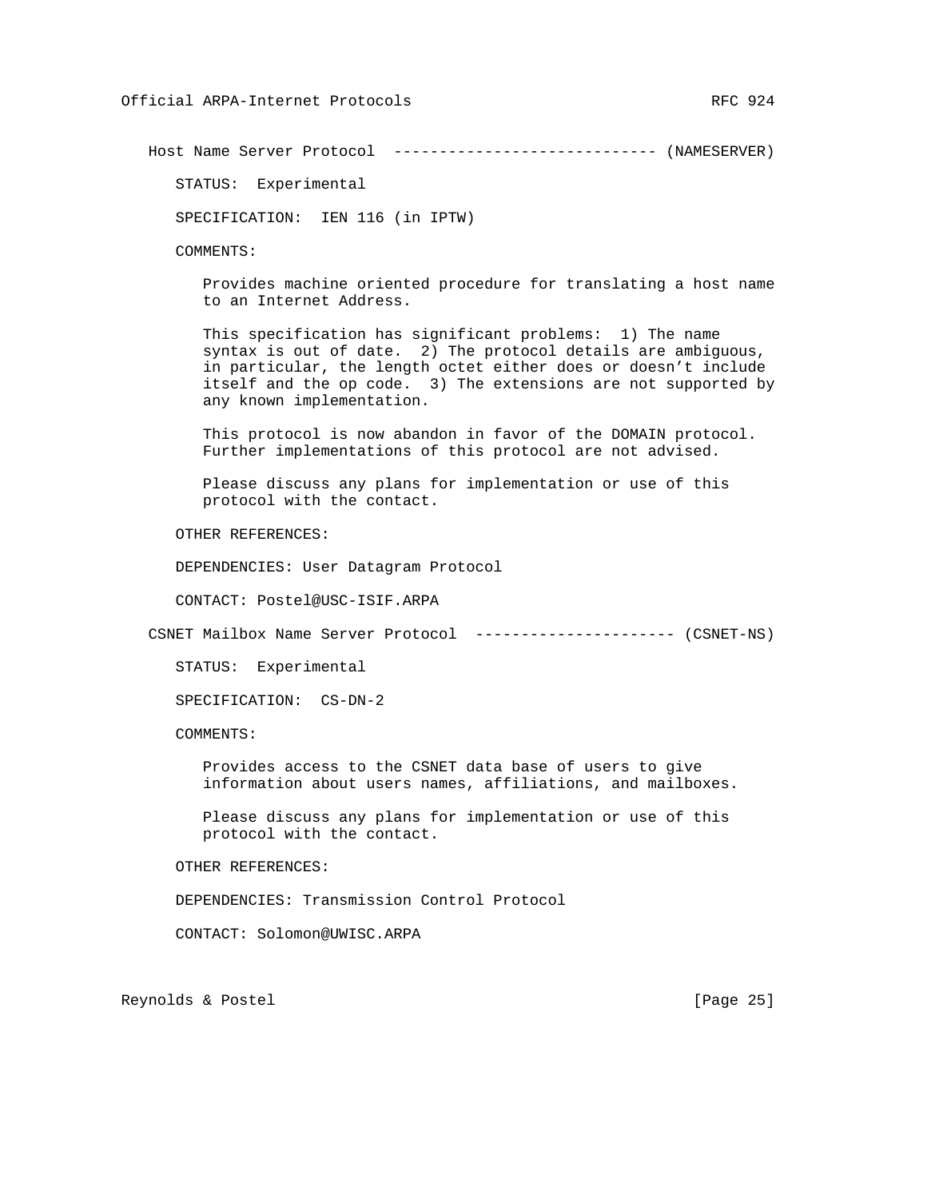## Host Name Server Protocol ----------------------------- (NAMESERVER)

STATUS: Experimental

SPECIFICATION: IEN 116 (in IPTW)

COMMENTS:

Provides machine oriented procedure for translating a host name to an Internet Address.

This specification has significant problems: 1) The name syntax is out of date. 2) The protocol details are ambiguous, in particular, the length octet either does or doesn't include itself and the op code. 3) The extensions are not supported by any known implementation.

This protocol is now abandon in favor of the DOMAIN protocol. Further implementations of this protocol are not advised.

Please discuss any plans for implementation or use of this protocol with the contact.

OTHER REFERENCES:

DEPENDENCIES: User Datagram Protocol

CONTACT: Postel@USC-ISIF.ARPA

## CSNET Mailbox Name Server Protocol ---------------------- (CSNET-NS)

STATUS: Experimental

SPECIFICATION: CS-DN-2

COMMENTS:

Provides access to the CSNET data base of users to give information about users names, affiliations, and mailboxes.

Please discuss any plans for implementation or use of this protocol with the contact.

OTHER REFERENCES:

DEPENDENCIES: Transmission Control Protocol

CONTACT: Solomon@UWISC.ARPA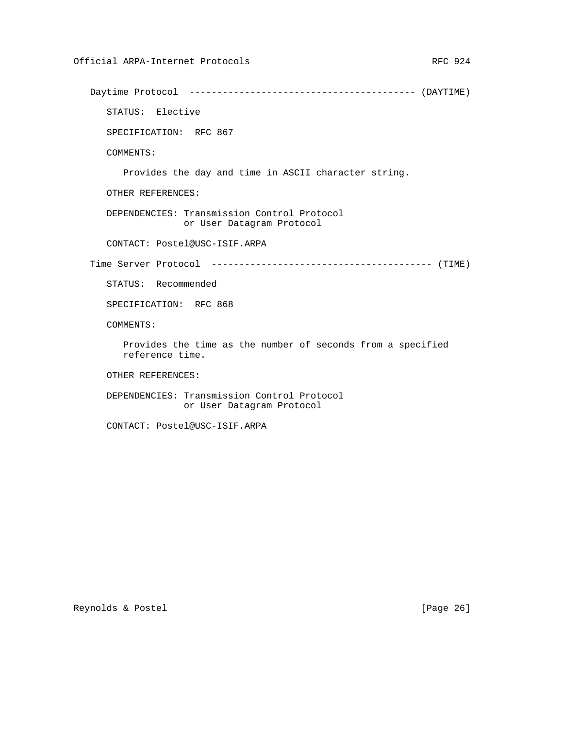## Daytime Protocol ---------------------------------------- (DAYTIME)

STATUS: Elective

SPECIFICATION: RFC 867

COMMENTS:

Provides the day and time in ASCII character string.

OTHER REFERENCES:

DEPENDENCIES: Transmission Control Protocol
or User Datagram Protocol

CONTACT: Postel@USC-ISIF.ARPA

## Time Server Protocol --------------------------------------- (TIME)

STATUS: Recommended

SPECIFICATION: RFC 868

COMMENTS:

Provides the time as the number of seconds from a specified reference time.

OTHER REFERENCES:

DEPENDENCIES: Transmission Control Protocol
or User Datagram Protocol

CONTACT: Postel@USC-ISIF.ARPA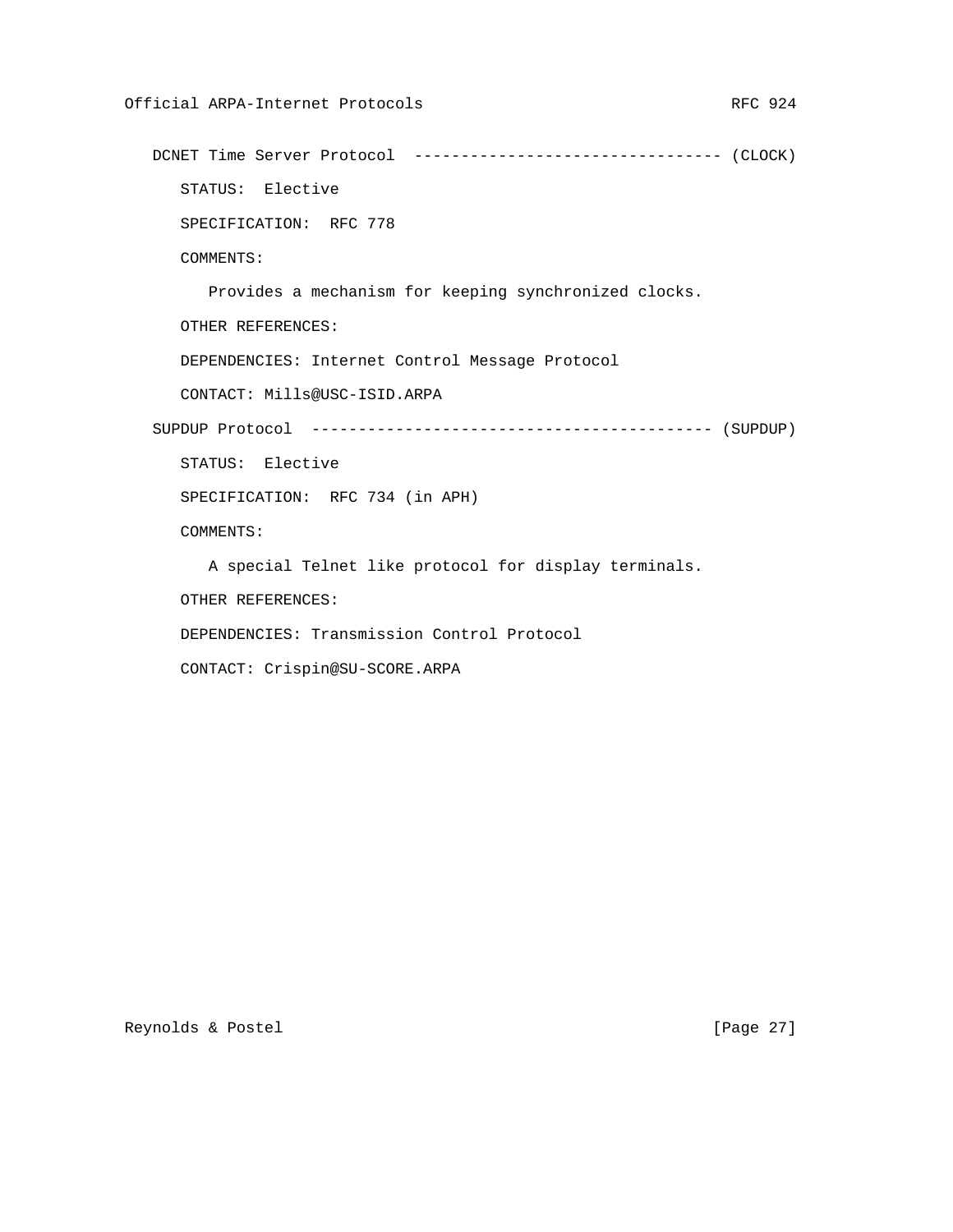DCNET Time Server Protocol  --------------------------------- (CLOCK)

STATUS:  Elective

SPECIFICATION:  RFC 778

COMMENTS:

Provides a mechanism for keeping synchronized clocks.

OTHER REFERENCES:

DEPENDENCIES: Internet Control Message Protocol

CONTACT: Mills@USC-ISID.ARPA

SUPDUP Protocol  ------------------------------------------ (SUPDUP)

STATUS:  Elective

SPECIFICATION:  RFC 734 (in APH)

COMMENTS:

A special Telnet like protocol for display terminals.

OTHER REFERENCES:

DEPENDENCIES: Transmission Control Protocol

CONTACT: Crispin@SU-SCORE.ARPA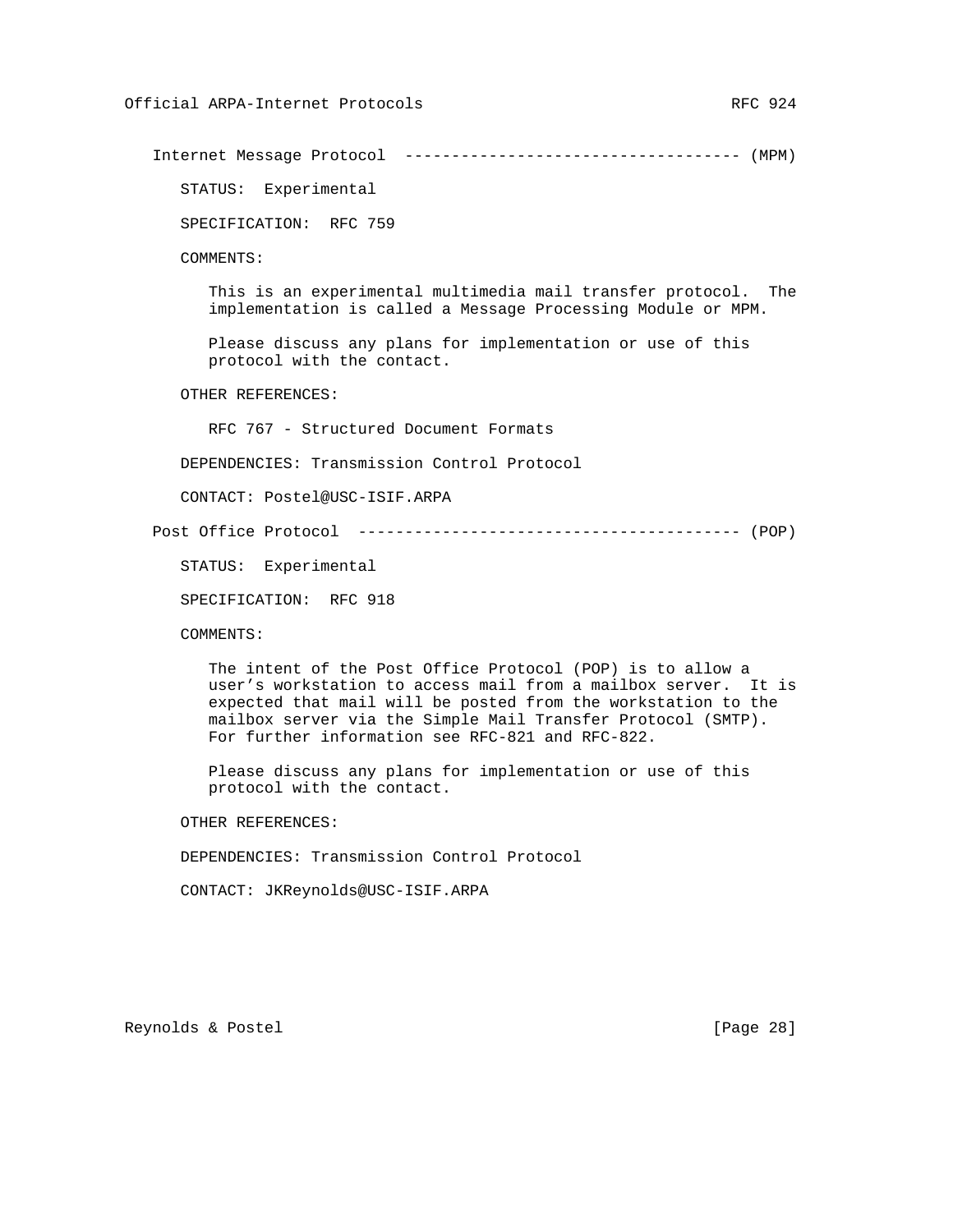Internet Message Protocol ------------------------------------ (MPM)

STATUS: Experimental

SPECIFICATION: RFC 759

COMMENTS:

This is an experimental multimedia mail transfer protocol. The implementation is called a Message Processing Module or MPM.

Please discuss any plans for implementation or use of this protocol with the contact.

OTHER REFERENCES:

RFC 767 - Structured Document Formats

DEPENDENCIES: Transmission Control Protocol

CONTACT: Postel@USC-ISIF.ARPA

Post Office Protocol ----------------------------------------- (POP)

STATUS: Experimental

SPECIFICATION: RFC 918

COMMENTS:

The intent of the Post Office Protocol (POP) is to allow a user's workstation to access mail from a mailbox server. It is expected that mail will be posted from the workstation to the mailbox server via the Simple Mail Transfer Protocol (SMTP). For further information see RFC-821 and RFC-822.

Please discuss any plans for implementation or use of this protocol with the contact.

OTHER REFERENCES:

DEPENDENCIES: Transmission Control Protocol

CONTACT: JKReynolds@USC-ISIF.ARPA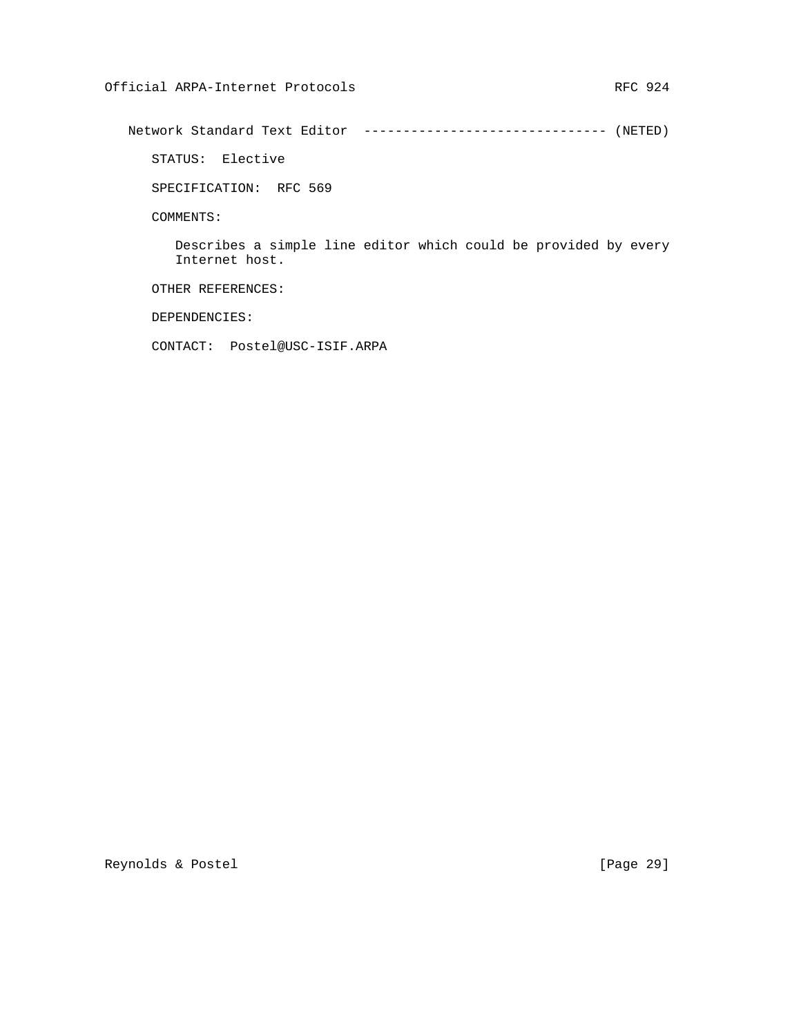Network Standard Text Editor  ------------------------------- (NETED)

STATUS:  Elective

SPECIFICATION:  RFC 569

COMMENTS:

Describes a simple line editor which could be provided by every Internet host.

OTHER REFERENCES:

DEPENDENCIES:

CONTACT:  Postel@USC-ISIF.ARPA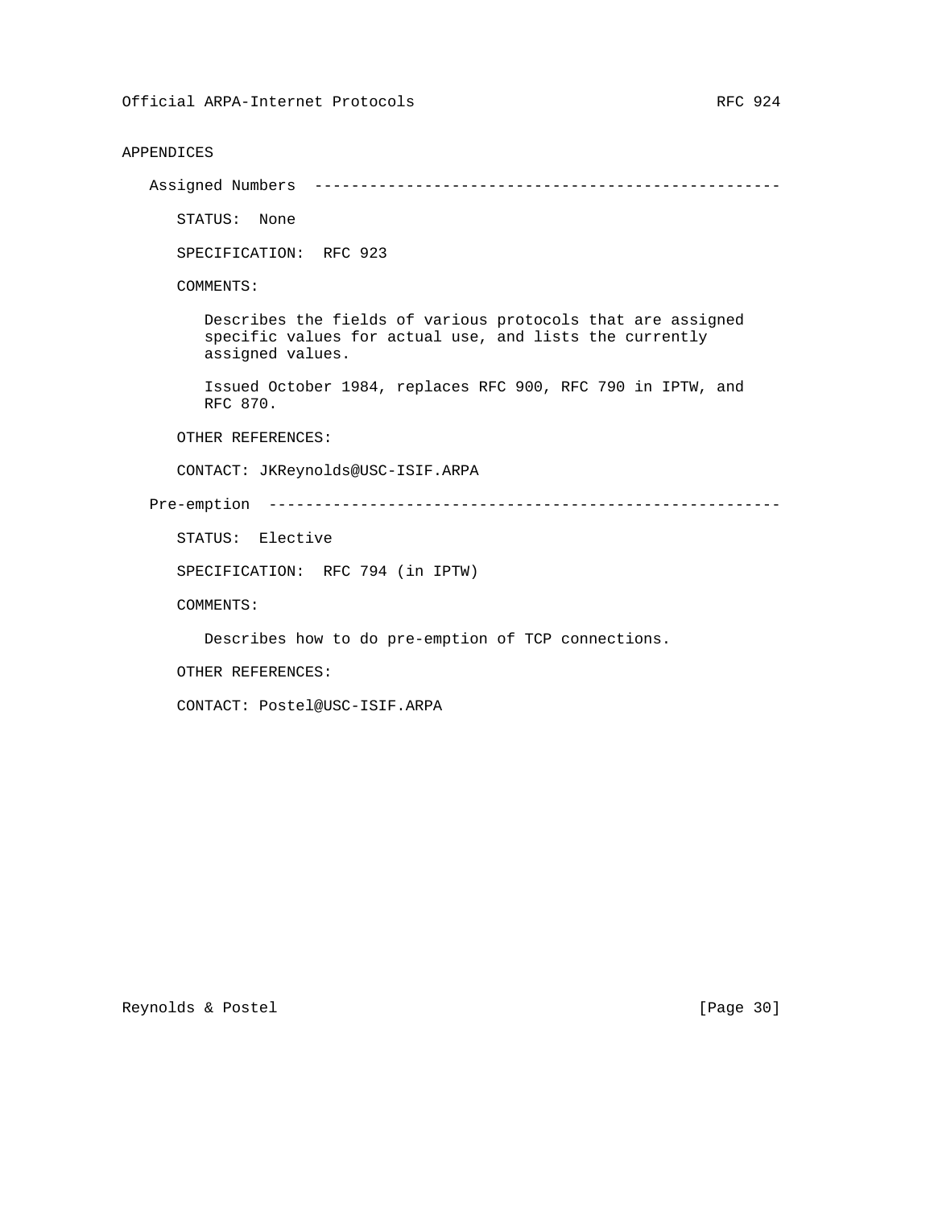## APPENDICES

### Assigned Numbers

STATUS: None

SPECIFICATION: RFC 923

COMMENTS:

Describes the fields of various protocols that are assigned specific values for actual use, and lists the currently assigned values.

Issued October 1984, replaces RFC 900, RFC 790 in IPTW, and RFC 870.

OTHER REFERENCES:

CONTACT: JKReynolds@USC-ISIF.ARPA

### Pre-emption

STATUS: Elective

SPECIFICATION: RFC 794 (in IPTW)

COMMENTS:

Describes how to do pre-emption of TCP connections.

OTHER REFERENCES:

CONTACT: Postel@USC-ISIF.ARPA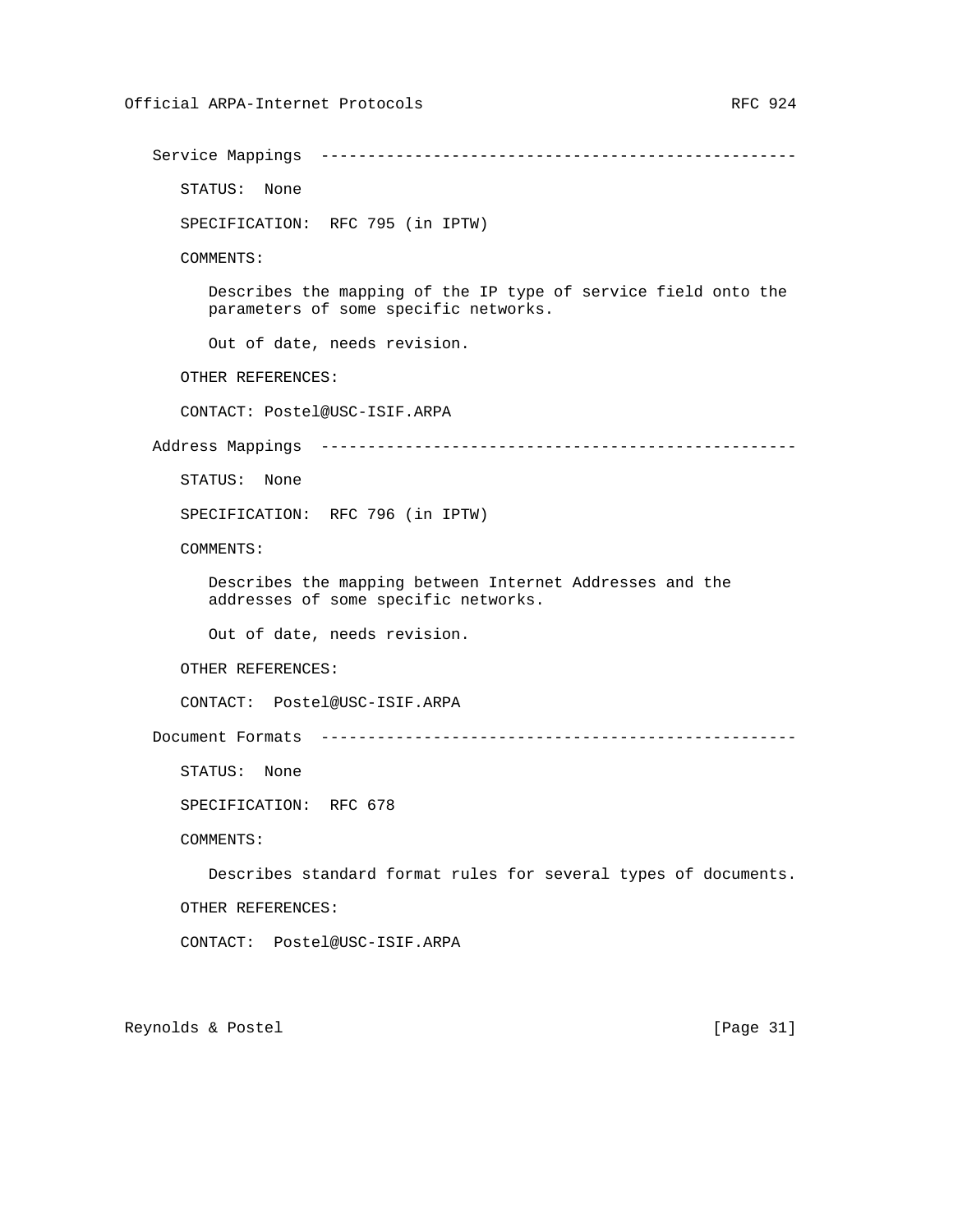## Service Mappings

STATUS: None

SPECIFICATION: RFC 795 (in IPTW)

COMMENTS:

Describes the mapping of the IP type of service field onto the parameters of some specific networks.

Out of date, needs revision.

OTHER REFERENCES:

CONTACT: Postel@USC-ISIF.ARPA

## Address Mappings

STATUS: None

SPECIFICATION: RFC 796 (in IPTW)

COMMENTS:

Describes the mapping between Internet Addresses and the addresses of some specific networks.

Out of date, needs revision.

OTHER REFERENCES:

CONTACT: Postel@USC-ISIF.ARPA

## Document Formats

STATUS: None

SPECIFICATION: RFC 678

COMMENTS:

Describes standard format rules for several types of documents.

OTHER REFERENCES:

CONTACT: Postel@USC-ISIF.ARPA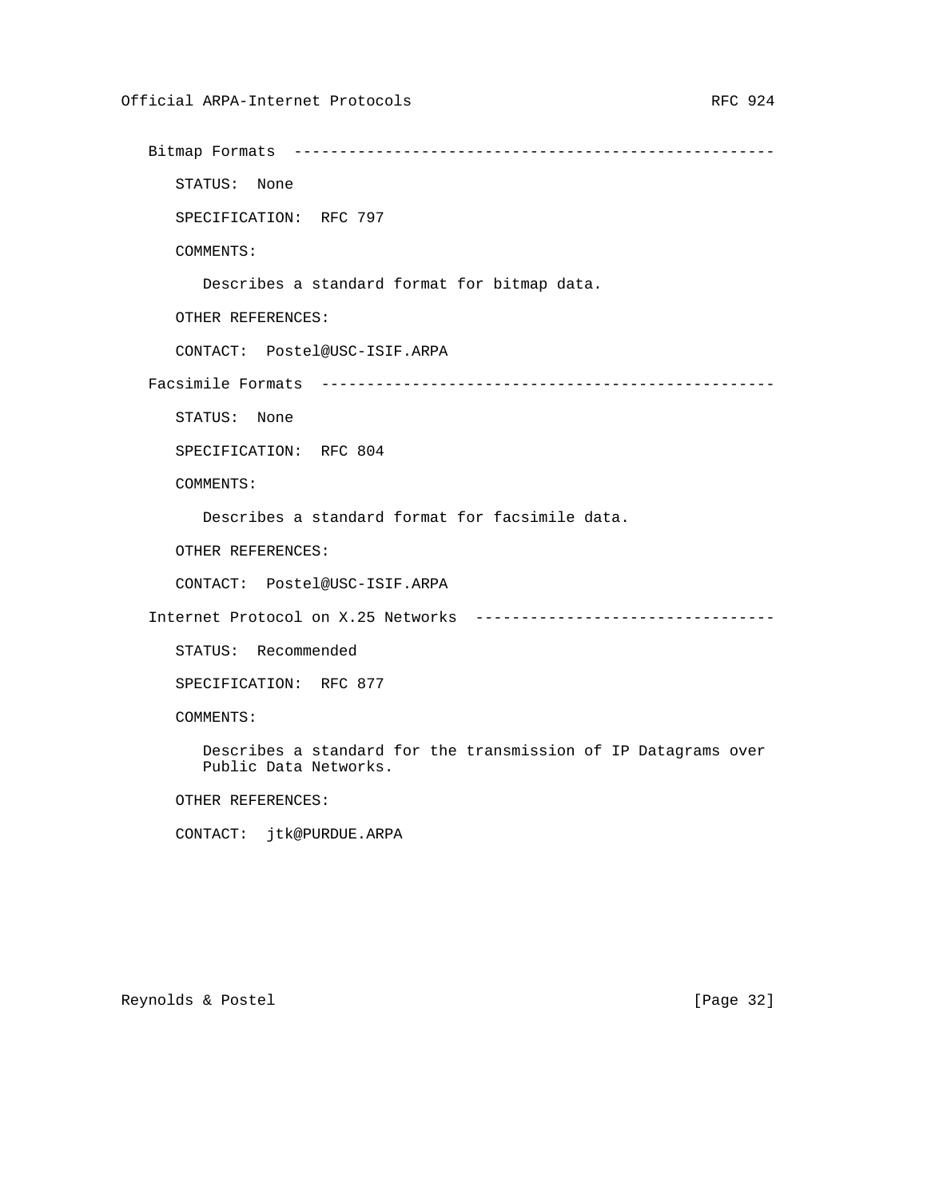### Bitmap Formats

STATUS:  None

SPECIFICATION:  RFC 797

COMMENTS:

Describes a standard format for bitmap data.

OTHER REFERENCES:

CONTACT:  Postel@USC-ISIF.ARPA

### Facsimile Formats

STATUS:  None

SPECIFICATION:  RFC 804

COMMENTS:

Describes a standard format for facsimile data.

OTHER REFERENCES:

CONTACT:  Postel@USC-ISIF.ARPA

### Internet Protocol on X.25 Networks

STATUS:  Recommended

SPECIFICATION:  RFC 877

COMMENTS:

Describes a standard for the transmission of IP Datagrams over Public Data Networks.

OTHER REFERENCES:

CONTACT:  jtk@PURDUE.ARPA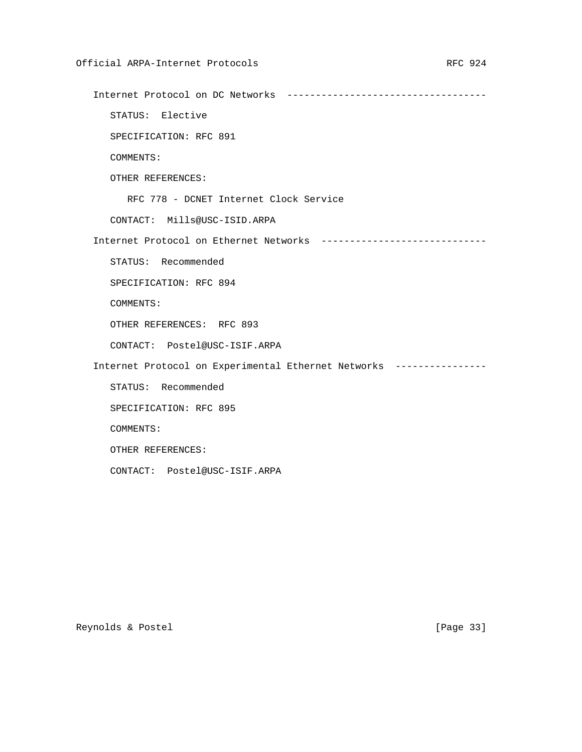Internet Protocol on DC Networks ----------------------------------

STATUS: Elective

SPECIFICATION: RFC 891

COMMENTS:

OTHER REFERENCES:

RFC 778 - DCNET Internet Clock Service

CONTACT: Mills@USC-ISID.ARPA

Internet Protocol on Ethernet Networks -----------------------------

STATUS: Recommended

SPECIFICATION: RFC 894

COMMENTS:

OTHER REFERENCES: RFC 893

CONTACT: Postel@USC-ISIF.ARPA

Internet Protocol on Experimental Ethernet Networks ----------------

STATUS: Recommended

SPECIFICATION: RFC 895

COMMENTS:

OTHER REFERENCES:

CONTACT: Postel@USC-ISIF.ARPA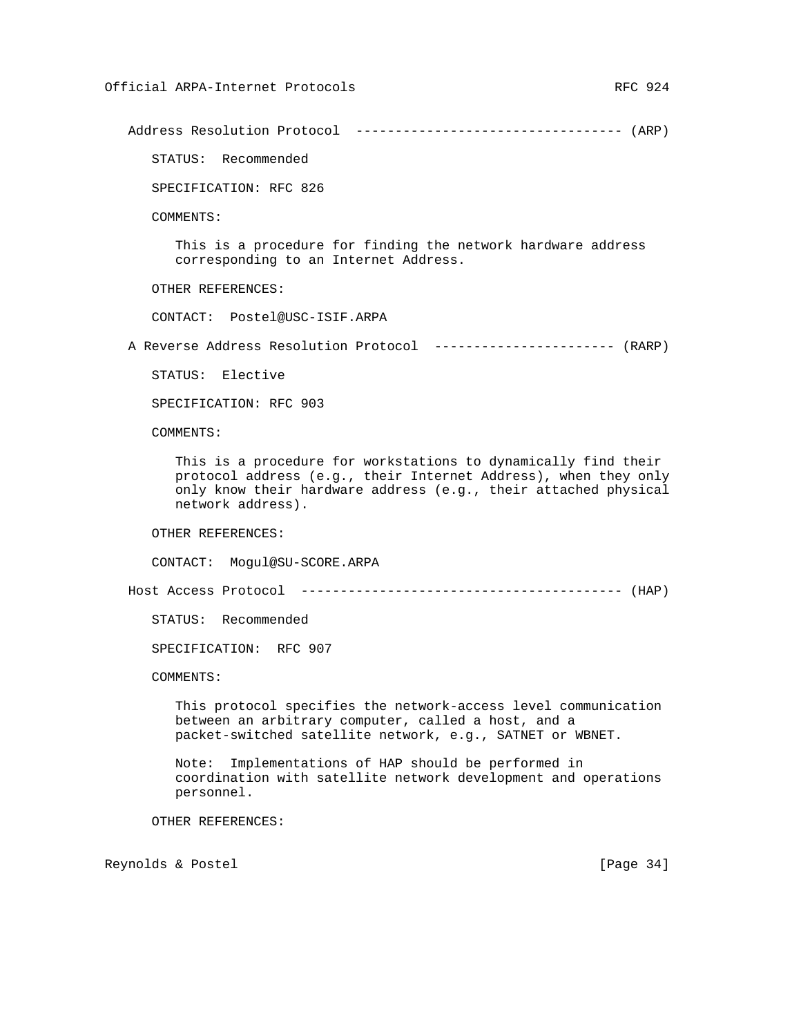Address Resolution Protocol ---------------------------------- (ARP)

STATUS: Recommended

SPECIFICATION: RFC 826

COMMENTS:

This is a procedure for finding the network hardware address corresponding to an Internet Address.

OTHER REFERENCES:

CONTACT: Postel@USC-ISIF.ARPA

A Reverse Address Resolution Protocol ----------------------- (RARP)

STATUS: Elective

SPECIFICATION: RFC 903

COMMENTS:

This is a procedure for workstations to dynamically find their protocol address (e.g., their Internet Address), when they only only know their hardware address (e.g., their attached physical network address).

OTHER REFERENCES:

CONTACT: Mogul@SU-SCORE.ARPA

Host Access Protocol ---------------------------------------- (HAP)

STATUS: Recommended

SPECIFICATION: RFC 907

COMMENTS:

This protocol specifies the network-access level communication between an arbitrary computer, called a host, and a packet-switched satellite network, e.g., SATNET or WBNET.

Note: Implementations of HAP should be performed in coordination with satellite network development and operations personnel.

OTHER REFERENCES: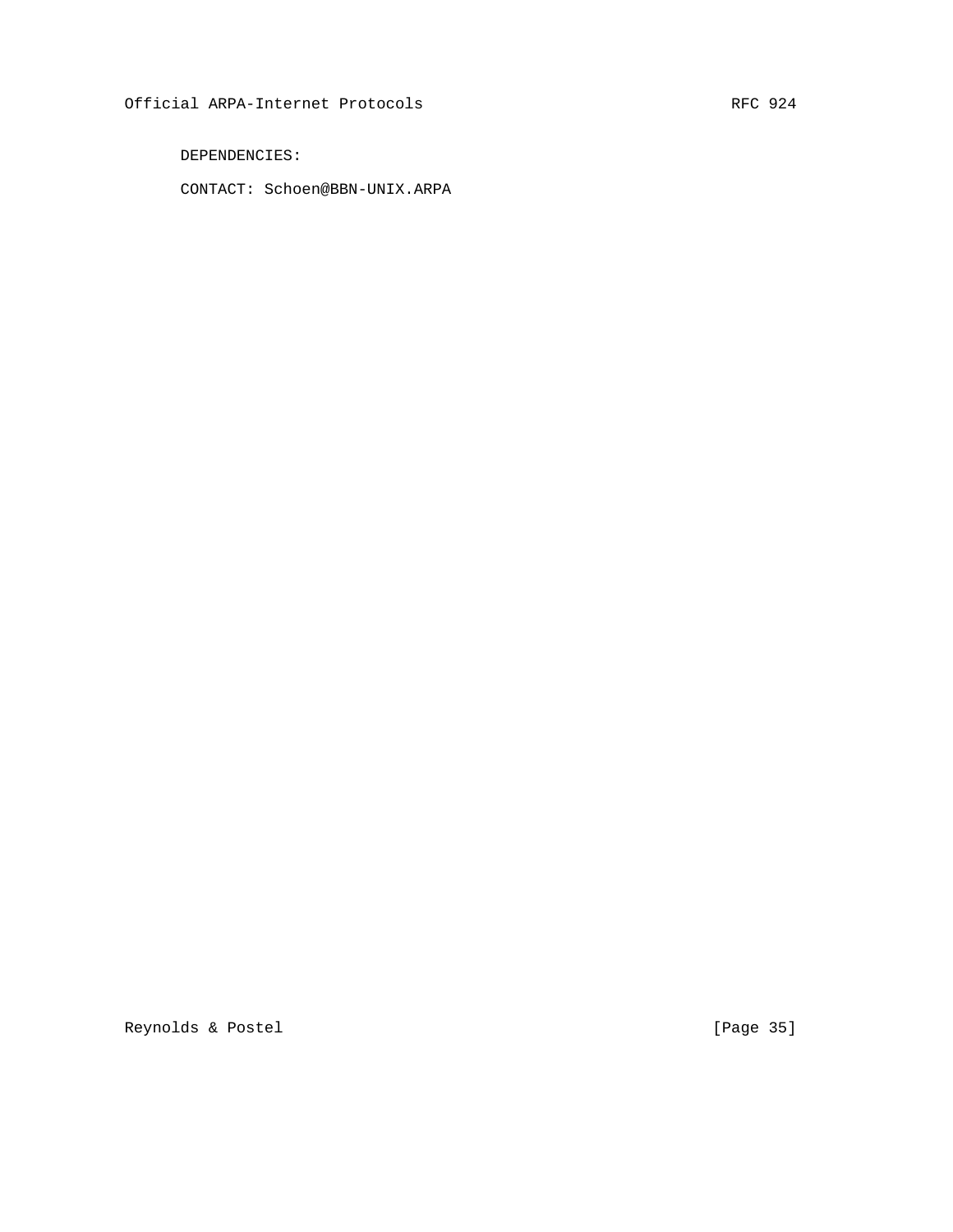DEPENDENCIES:

CONTACT: Schoen@BBN-UNIX.ARPA